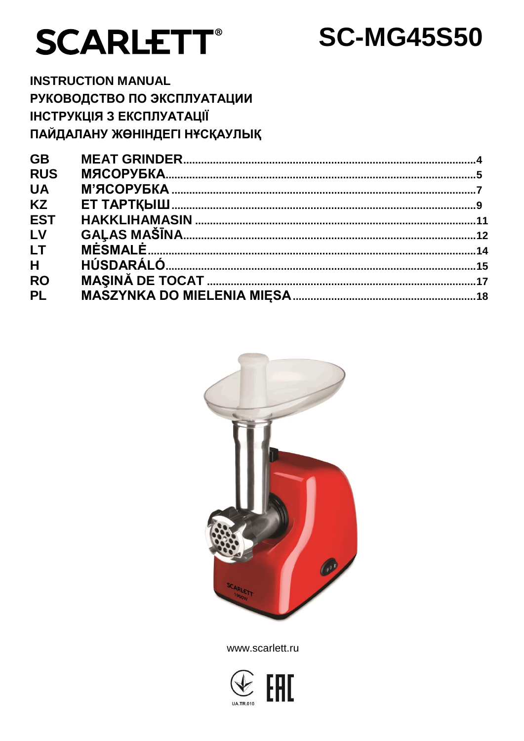# SCARLETT®

# SC-MG45S50

**INSTRUCTION MANUAL**
**РУКОВОДСТВО ПО ЭКСПЛУАТАЦИИ**
**ІНСТРУКЦІЯ З ЕКСПЛУАТАЦІЇ**
**ПАЙДАЛАНУ ЖӨНІНДЕГІ НҰСҚАУЛЫҚ**

| | | |
|---|---|---|
| GB | MEAT GRINDER | 4 |
| RUS | МЯСОРУБКА | 5 |
| UA | М'ЯСОРУБКА | 7 |
| KZ | ЕТ ТАРТҚЫШ | 9 |
| EST | HAKKLIHAMASIN | 11 |
| LV | GAĻAS MAŠĪNA | 12 |
| LT | MĖSMALĖ | 14 |
| H | HÚSDARÁLÓ | 15 |
| RO | MAŞINĂ DE TOCAT | 17 |
| PL | MASZYNKA DO MIELENIA MIĘSA | 18 |

www.scarlett.ru

UA.TR.010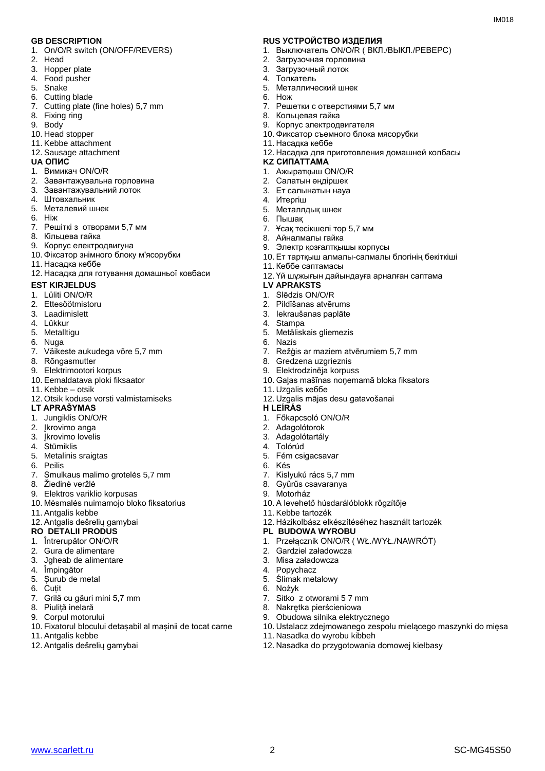**GB DESCRIPTION**
1. On/O/R switch (ON/OFF/REVERS)
2. Head
3. Hopper plate
4. Food pusher
5. Snake
6. Cutting blade
7. Cutting plate (fine holes) 5,7 mm
8. Fixing ring
9. Body
10. Head stopper
11. Kebbe attachment
12. Sausage attachment

**UA ОПИС**
1. Вимикач ON/O/R
2. Завантажувальна горловина
3. Завантажувальний лоток
4. Штовхальник
5. Металевий шнек
6. Ніж
7. Решіткі з отворами 5,7 мм
8. Кільцева гайка
9. Корпус електродвигуна
10. Фіксатор знімного блоку м'ясорубки
11. Насадка кеббе
12. Насадка для готування домашньої ковбаси

**EST KIRJELDUS**
1. Lüliti ON/O/R
2. Ettesöötmistoru
3. Laadimislett
4. Lükkur
5. Metalltigu
6. Nuga
7. Väikeste aukudega võre 5,7 mm
8. Rõngasmutter
9. Elektrimootori korpus
10. Eemaldatava ploki fiksaator
11. Kebbe – otsik
12. Otsik koduse vorsti valmistamiseks

**LT APRAŠYMAS**
1. Jungiklis ON/O/R
2. Įkrovimo anga
3. Įkrovimo lovelis
4. Stūmiklis
5. Metalinis sraigtas
6. Peilis
7. Smulkaus malimo grotelės 5,7 mm
8. Žiedinė veržlė
9. Elektros variklio korpusas
10. Mėsmalės nuimamojo bloko fiksatorius
11. Antgalis kebbe
12. Antgalis dešrelių gamybai

**RO DETALII PRODUS**
1. Întrerupător ON/O/R
2. Gura de alimentare
3. Jgheab de alimentare
4. Împingător
5. Șurub de metal
6. Cuțit
7. Grilă cu găuri mini 5,7 mm
8. Piuliță inelară
9. Corpul motorului
10. Fixatorul blocului detașabil al mașinii de tocat carne
11. Antgalis kebbe
12. Antgalis dešrelių gamybai

**RUS УСТРОЙСТВО ИЗДЕЛИЯ**
1. Выключатель ON/O/R ( ВКЛ./ВЫКЛ./РЕВЕРС)
2. Загрузочная горловина
3. Загрузочный лоток
4. Толкатель
5. Металлический шнек
6. Нож
7. Решетки с отверстиями 5,7 мм
8. Кольцевая гайка
9. Корпус электродвигателя
10. Фиксатор съемного блока мясорубки
11. Насадка кеббе
12. Насадка для приготовления домашней колбасы

**KZ СИПАТТАМА**
1. Ажыратқыш ON/O/R
2. Салатын өңдіршек
3. Ет салынатын науа
4. Итергіш
5. Металлдық шнек
6. Пышақ
7. Ұсақ тесікшелі тор 5,7 мм
8. Айналмалы гайка
9. Электр қозғалтқышы корпусы
10. Ет тартқыш алмалы-салмалы блогінің бекіткіші
11. Кеббе саптамасы
12. Үй шұжығын дайындауға арналған саптама

**LV APRAKSTS**
1. Slēdzis ON/O/R
2. Pildīšanas atvērums
3. Iekraušanas paplāte
4. Stampa
5. Metāliskais gliemezis
6. Nazis
7. Režģis ar maziem atvērumiem 5,7 mm
8. Gredzena uzgrieznis
9. Elektrodzinēja korpuss
10. Gaļas mašīnas noņemamā bloka fiksators
11. Uzgalis кеббе
12. Uzgalis mājas desu gatavošanai

**H LEÍRÁS**
1. Főkapcsoló ON/O/R
2. Adagolótorok
3. Adagolótartály
4. Tolórúd
5. Fém csigacsavar
6. Kés
7. Kislyukú rács 5,7 mm
8. Gyűrűs csavaranya
9. Motorház
10. A levehető húsdarálóblokk rögzítője
11. Kebbe tartozék
12. Házikolbász elkészítéséhez használt tartozék

**PL BUDOWA WYROBU**
1. Przełącznik ON/O/R ( WŁ./WYŁ./NAWRÓT)
2. Gardziel załadowcza
3. Misa załadowcza
4. Popychacz
5. Ślimak metalowy
6. Nożyk
7. Sitko z otworami 5 7 mm
8. Nakrętka pierścieniowa
9. Obudowa silnika elektrycznego
10. Ustalacz zdejmowanego zespołu mielącego maszynki do mięsa
11. Nasadka do wyrobu kibbeh
12. Nasadka do przygotowania domowej kiełbasy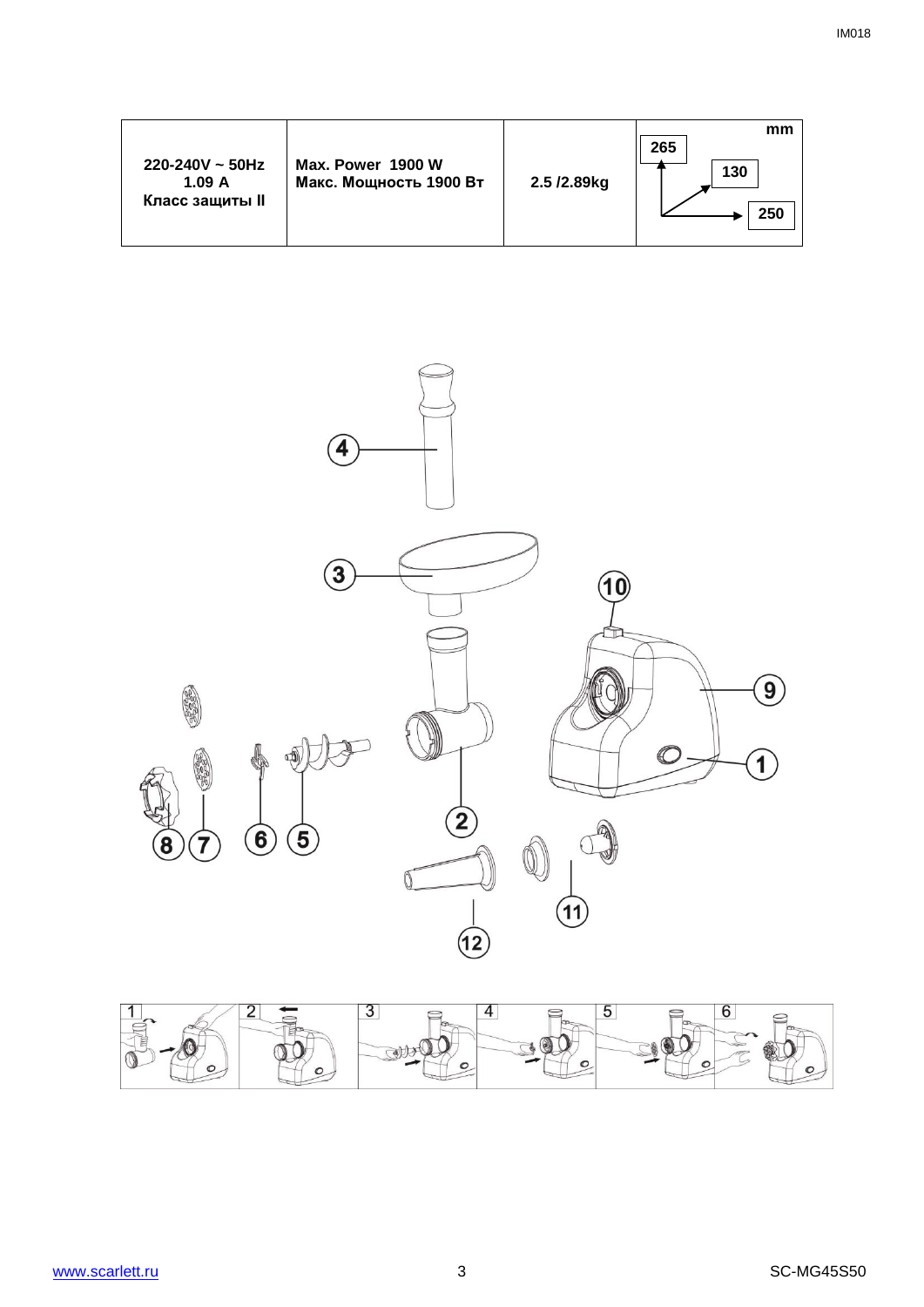| 220-240V ~ 50Hz<br>1.09 A<br>Класс защиты II | Max. Power 1900 W<br>Макс. Мощность 1900 Вт | 2.5 /2.89kg | mm<br>265<br>130<br>250 |
| --- | --- | --- | --- |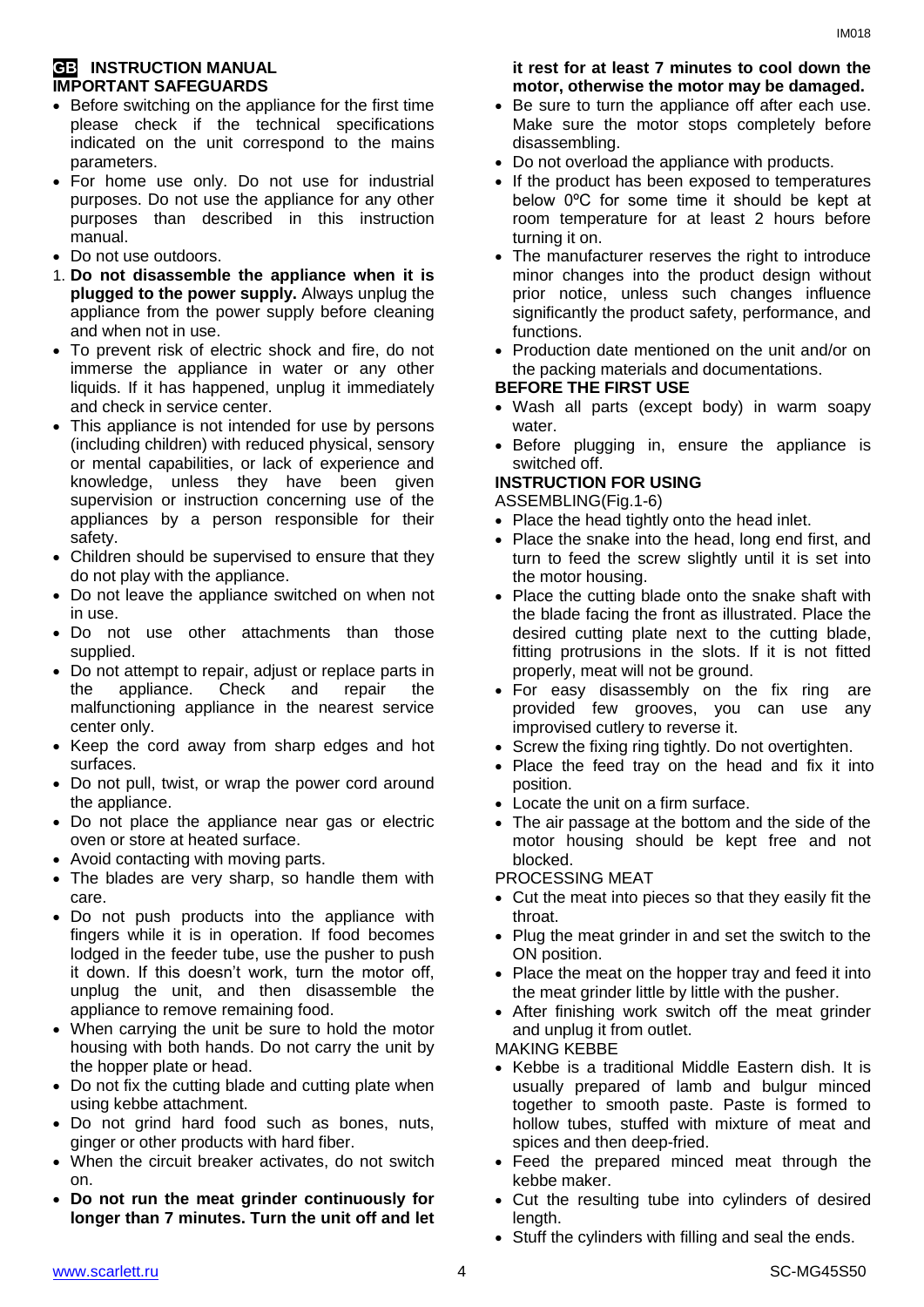## GB INSTRUCTION MANUAL

### IMPORTANT SAFEGUARDS

- Before switching on the appliance for the first time please check if the technical specifications indicated on the unit correspond to the mains parameters.
- For home use only. Do not use for industrial purposes. Do not use the appliance for any other purposes than described in this instruction manual.
- Do not use outdoors.

1. **Do not disassemble the appliance when it is plugged to the power supply.** Always unplug the appliance from the power supply before cleaning and when not in use.

- To prevent risk of electric shock and fire, do not immerse the appliance in water or any other liquids. If it has happened, unplug it immediately and check in service center.
- This appliance is not intended for use by persons (including children) with reduced physical, sensory or mental capabilities, or lack of experience and knowledge, unless they have been given supervision or instruction concerning use of the appliances by a person responsible for their safety.
- Children should be supervised to ensure that they do not play with the appliance.
- Do not leave the appliance switched on when not in use.
- Do not use other attachments than those supplied.
- Do not attempt to repair, adjust or replace parts in the appliance. Check and repair the malfunctioning appliance in the nearest service center only.
- Keep the cord away from sharp edges and hot surfaces.
- Do not pull, twist, or wrap the power cord around the appliance.
- Do not place the appliance near gas or electric oven or store at heated surface.
- Avoid contacting with moving parts.
- The blades are very sharp, so handle them with care.
- Do not push products into the appliance with fingers while it is in operation. If food becomes lodged in the feeder tube, use the pusher to push it down. If this doesn't work, turn the motor off, unplug the unit, and then disassemble the appliance to remove remaining food.
- When carrying the unit be sure to hold the motor housing with both hands. Do not carry the unit by the hopper plate or head.
- Do not fix the cutting blade and cutting plate when using kebbe attachment.
- Do not grind hard food such as bones, nuts, ginger or other products with hard fiber.
- When the circuit breaker activates, do not switch on.
- **Do not run the meat grinder continuously for longer than 7 minutes. Turn the unit off and let it rest for at least 7 minutes to cool down the motor, otherwise the motor may be damaged.**
- Be sure to turn the appliance off after each use. Make sure the motor stops completely before disassembling.
- Do not overload the appliance with products.
- If the product has been exposed to temperatures below 0ºC for some time it should be kept at room temperature for at least 2 hours before turning it on.
- The manufacturer reserves the right to introduce minor changes into the product design without prior notice, unless such changes influence significantly the product safety, performance, and functions.
- Production date mentioned on the unit and/or on the packing materials and documentations.

### BEFORE THE FIRST USE

- Wash all parts (except body) in warm soapy water.
- Before plugging in, ensure the appliance is switched off.

### INSTRUCTION FOR USING

ASSEMBLING(Fig.1-6)

- Place the head tightly onto the head inlet.
- Place the snake into the head, long end first, and turn to feed the screw slightly until it is set into the motor housing.
- Place the cutting blade onto the snake shaft with the blade facing the front as illustrated. Place the desired cutting plate next to the cutting blade, fitting protrusions in the slots. If it is not fitted properly, meat will not be ground.
- For easy disassembly on the fix ring are provided few grooves, you can use any improvised cutlery to reverse it.
- Screw the fixing ring tightly. Do not overtighten.
- Place the feed tray on the head and fix it into position.
- Locate the unit on a firm surface.
- The air passage at the bottom and the side of the motor housing should be kept free and not blocked.

PROCESSING MEAT

- Cut the meat into pieces so that they easily fit the throat.
- Plug the meat grinder in and set the switch to the ON position.
- Place the meat on the hopper tray and feed it into the meat grinder little by little with the pusher.
- After finishing work switch off the meat grinder and unplug it from outlet.

MAKING KEBBE

- Kebbe is a traditional Middle Eastern dish. It is usually prepared of lamb and bulgur minced together to smooth paste. Paste is formed to hollow tubes, stuffed with mixture of meat and spices and then deep-fried.
- Feed the prepared minced meat through the kebbe maker.
- Cut the resulting tube into cylinders of desired length.
- Stuff the cylinders with filling and seal the ends.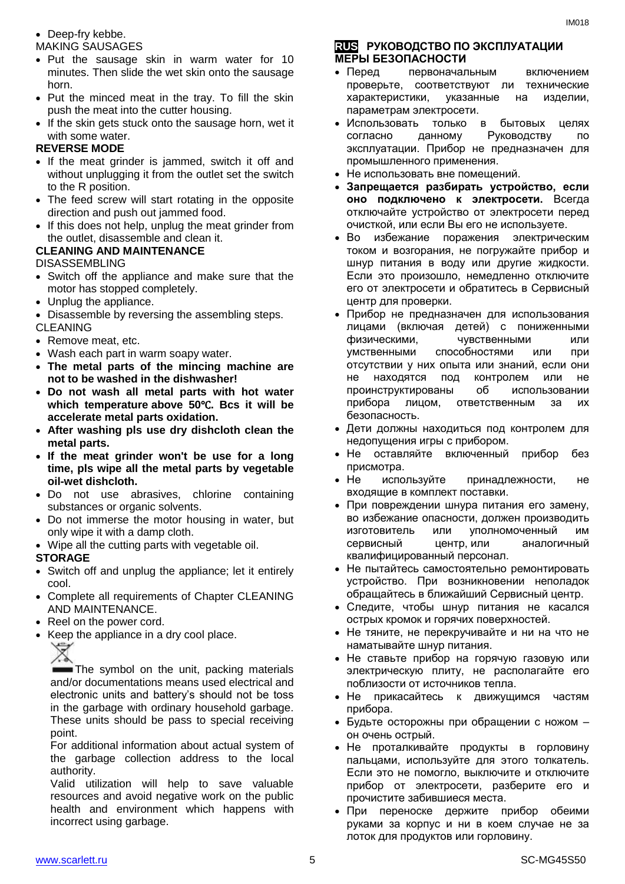- Deep-fry kebbe.

MAKING SAUSAGES

- Put the sausage skin in warm water for 10 minutes. Then slide the wet skin onto the sausage horn.
- Put the minced meat in the tray. To fill the skin push the meat into the cutter housing.
- If the skin gets stuck onto the sausage horn, wet it with some water.

**REVERSE MODE**

- If the meat grinder is jammed, switch it off and without unplugging it from the outlet set the switch to the R position.
- The feed screw will start rotating in the opposite direction and push out jammed food.
- If this does not help, unplug the meat grinder from the outlet, disassemble and clean it.

**CLEANING AND MAINTENANCE**

DISASSEMBLING

- Switch off the appliance and make sure that the motor has stopped completely.
- Unplug the appliance.
- Disassemble by reversing the assembling steps.

CLEANING

- Remove meat, etc.
- Wash each part in warm soapy water.
- **The metal parts of the mincing machine are not to be washed in the dishwasher!**
- **Do not wash all metal parts with hot water which temperature above 50℃. Bcs it will be accelerate metal parts oxidation.**
- **After washing pls use dry dishcloth clean the metal parts.**
- **If the meat grinder won't be use for a long time, pls wipe all the metal parts by vegetable oil-wet dishcloth.**
- Do not use abrasives, chlorine containing substances or organic solvents.
- Do not immerse the motor housing in water, but only wipe it with a damp cloth.
- Wipe all the cutting parts with vegetable oil.

**STORAGE**

- Switch off and unplug the appliance; let it entirely cool.
- Complete all requirements of Chapter CLEANING AND MAINTENANCE.
- Reel on the power cord.
- Keep the appliance in a dry cool place.

The symbol on the unit, packing materials and/or documentations means used electrical and electronic units and battery's should not be toss in the garbage with ordinary household garbage. These units should be pass to special receiving point.

For additional information about actual system of the garbage collection address to the local authority.

Valid utilization will help to save valuable resources and avoid negative work on the public health and environment which happens with incorrect using garbage.

## RUS РУКОВОДСТВО ПО ЭКСПЛУАТАЦИИ

### МЕРЫ БЕЗОПАСНОСТИ

- Перед первоначальным включением проверьте, соответствуют ли технические характеристики, указанные на изделии, параметрам электросети.
- Использовать только в бытовых целях согласно данному Руководству по эксплуатации. Прибор не предназначен для промышленного применения.
- Не использовать вне помещений.
- **Запрещается разбирать устройство, если оно подключено к электросети.** Всегда отключайте устройство от электросети перед очисткой, или если Вы его не используете.
- Во избежание поражения электрическим током и возгорания, не погружайте прибор и шнур питания в воду или другие жидкости. Если это произошло, немедленно отключите его от электросети и обратитесь в Сервисный центр для проверки.
- Прибор не предназначен для использования лицами (включая детей) с пониженными физическими, чувственными или умственными способностями или при отсутствии у них опыта или знаний, если они не находятся под контролем или не проинструктированы об использовании прибора лицом, ответственным за их безопасность.
- Дети должны находиться под контролем для недопущения игры с прибором.
- Не оставляйте включенный прибор без присмотра.
- Не используйте принадлежности, не входящие в комплект поставки.
- При повреждении шнура питания его замену, во избежание опасности, должен производить изготовитель или уполномоченный им сервисный центр, или аналогичный квалифицированный персонал.
- Не пытайтесь самостоятельно ремонтировать устройство. При возникновении неполадок обращайтесь в ближайший Сервисный центр.
- Следите, чтобы шнур питания не касался острых кромок и горячих поверхностей.
- Не тяните, не перекручивайте и ни на что не наматывайте шнур питания.
- Не ставьте прибор на горячую газовую или электрическую плиту, не располагайте его поблизости от источников тепла.
- Не прикасайтесь к движущимся частям прибора.
- Будьте осторожны при обращении с ножом – он очень острый.
- Не проталкивайте продукты в горловину пальцами, используйте для этого толкатель. Если это не помогло, выключите и отключите прибор от электросети, разберите его и прочистите забившиеся места.
- При переноске держите прибор обеими руками за корпус и ни в коем случае не за лоток для продуктов или горловину.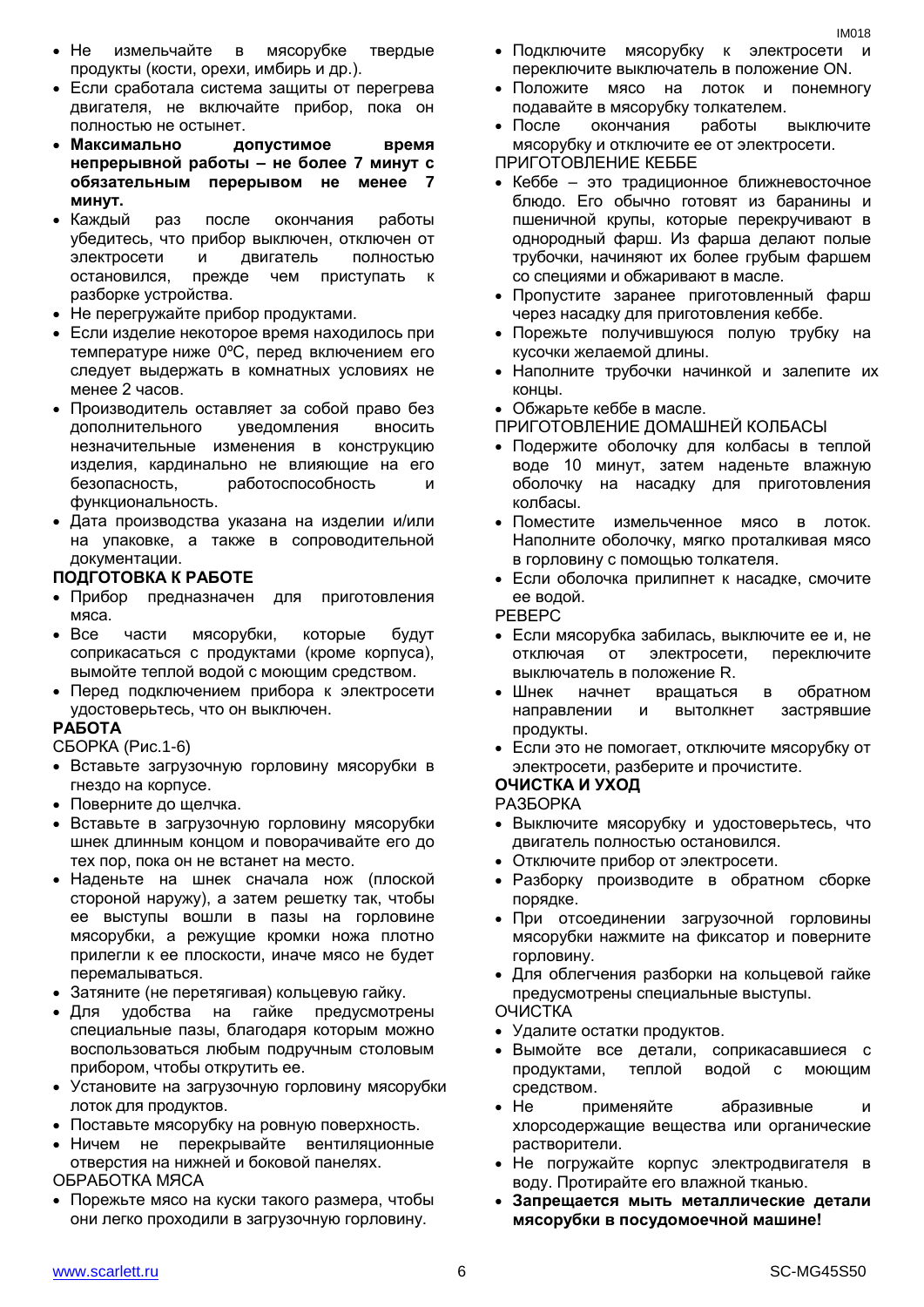- Не измельчайте в мясорубке твердые продукты (кости, орехи, имбирь и др.).
- Если сработала система защиты от перегрева двигателя, не включайте прибор, пока он полностью не остынет.
- **Максимально допустимое время непрерывной работы – не более 7 минут с обязательным перерывом не менее 7 минут.**
- Каждый раз после окончания работы убедитесь, что прибор выключен, отключен от электросети и двигатель полностью остановился, прежде чем приступать к разборке устройства.
- Не перегружайте прибор продуктами.
- Если изделие некоторое время находилось при температуре ниже 0ºC, перед включением его следует выдержать в комнатных условиях не менее 2 часов.
- Производитель оставляет за собой право без дополнительного уведомления вносить незначительные изменения в конструкцию изделия, кардинально не влияющие на его безопасность, работоспособность и функциональность.
- Дата производства указана на изделии и/или на упаковке, а также в сопроводительной документации.

**ПОДГОТОВКА К РАБОТЕ**

- Прибор предназначен для приготовления мяса.
- Все части мясорубки, которые будут соприкасаться с продуктами (кроме корпуса), вымойте теплой водой с моющим средством.
- Перед подключением прибора к электросети удостоверьтесь, что он выключен.

**РАБОТА**

СБОРКА (Рис.1-6)

- Вставьте загрузочную горловину мясорубки в гнездо на корпусе.
- Поверните до щелчка.
- Вставьте в загрузочную горловину мясорубки шнек длинным концом и поворачивайте его до тех пор, пока он не встанет на место.
- Наденьте на шнек сначала нож (плоской стороной наружу), а затем решетку так, чтобы ее выступы вошли в пазы на горловине мясорубки, а режущие кромки ножа плотно прилегли к ее плоскости, иначе мясо не будет перемалываться.
- Затяните (не перетягивая) кольцевую гайку.
- Для удобства на гайке предусмотрены специальные пазы, благодаря которым можно воспользоваться любым подручным столовым прибором, чтобы открутить ее.
- Установите на загрузочную горловину мясорубки лоток для продуктов.
- Поставьте мясорубку на ровную поверхность.
- Ничем не перекрывайте вентиляционные отверстия на нижней и боковой панелях.

ОБРАБОТКА МЯСА

- Порежьте мясо на куски такого размера, чтобы они легко проходили в загрузочную горловину.
- Подключите мясорубку к электросети и переключите выключатель в положение ON.
- Положите мясо на лоток и понемногу подавайте в мясорубку толкателем.
- После окончания работы выключите мясорубку и отключите ее от электросети.

ПРИГОТОВЛЕНИЕ КЕББЕ

- Кеббе – это традиционное ближневосточное блюдо. Его обычно готовят из баранины и пшеничной крупы, которые перекручивают в однородный фарш. Из фарша делают полые трубочки, начиняют их более грубым фаршем со специями и обжаривают в масле.
- Пропустите заранее приготовленный фарш через насадку для приготовления кеббе.
- Порежьте получившуюся полую трубку на кусочки желаемой длины.
- Наполните трубочки начинкой и залепите их концы.
- Обжарьте кеббе в масле.

ПРИГОТОВЛЕНИЕ ДОМАШНЕЙ КОЛБАСЫ

- Подержите оболочку для колбасы в теплой воде 10 минут, затем наденьте влажную оболочку на насадку для приготовления колбасы.
- Поместите измельченное мясо в лоток. Наполните оболочку, мягко проталкивая мясо в горловину с помощью толкателя.
- Если оболочка прилипнет к насадке, смочите ее водой.

РЕВЕРС

- Если мясорубка забилась, выключите ее и, не отключая от электросети, переключите выключатель в положение R.
- Шнек начнет вращаться в обратном направлении и вытолкнет застрявшие продукты.
- Если это не помогает, отключите мясорубку от электросети, разберите и прочистите.

**ОЧИСТКА И УХОД**

РАЗБОРКА

- Выключите мясорубку и удостоверьтесь, что двигатель полностью остановился.
- Отключите прибор от электросети.
- Разборку производите в обратном сборке порядке.
- При отсоединении загрузочной горловины мясорубки нажмите на фиксатор и поверните горловину.
- Для облегчения разборки на кольцевой гайке предусмотрены специальные выступы.

ОЧИСТКА

- Удалите остатки продуктов.
- Вымойте все детали, соприкасавшиеся с продуктами, теплой водой с моющим средством.
- Не применяйте абразивные и хлорсодержащие вещества или органические растворители.
- Не погружайте корпус электродвигателя в воду. Протирайте его влажной тканью.
- **Запрещается мыть металлические детали мясорубки в посудомоечной машине!**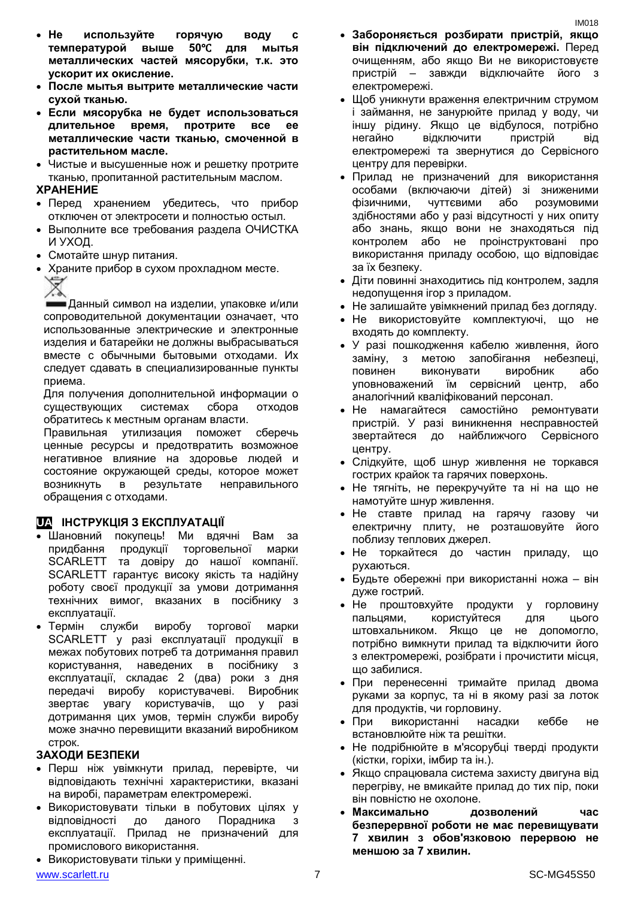- **Не используйте горячую воду с температурой выше 50℃ для мытья металлических частей мясорубки, т.к. это ускорит их окисление.**
- **После мытья вытрите металлические части сухой тканью.**
- **Если мясорубка не будет использоваться длительное время, протрите все ее металлические части тканью, смоченной в растительном масле.**
- Чистые и высушенные нож и решетку протрите тканью, пропитанной растительным маслом.

**ХРАНЕНИЕ**

- Перед хранением убедитесь, что прибор отключен от электросети и полностью остыл.
- Выполните все требования раздела ОЧИСТКА И УХОД.
- Смотайте шнур питания.
- Храните прибор в сухом прохладном месте.

Данный символ на изделии, упаковке и/или сопроводительной документации означает, что использованные электрические и электронные изделия и батарейки не должны выбрасываться вместе с обычными бытовыми отходами. Их следует сдавать в специализированные пункты приема.

Для получения дополнительной информации о существующих системах сбора отходов обратитесь к местным органам власти.

Правильная утилизация поможет сберечь ценные ресурсы и предотвратить возможное негативное влияние на здоровье людей и состояние окружающей среды, которое может возникнуть в результате неправильного обращения с отходами.

## UA ІНСТРУКЦІЯ З ЕКСПЛУАТАЦІЇ

- Шановний покупець! Ми вдячні Вам за придбання продукції торговельної марки SCARLETT та довіру до нашої компанії. SCARLETT гарантує високу якість та надійну роботу своєї продукції за умови дотримання технічних вимог, вказаних в посібнику з експлуатації.
- Термін служби виробу торгової марки SCARLETT у разі експлуатації продукції в межах побутових потреб та дотримання правил користування, наведених в посібнику з експлуатації, складає 2 (два) роки з дня передачі виробу користувачеві. Виробник звертає увагу користувачів, що у разі дотримання цих умов, термін служби виробу може значно перевищити вказаний виробником строк.

**ЗАХОДИ БЕЗПЕКИ**

- Перш ніж увімкнути прилад, перевірте, чи відповідають технічні характеристики, вказані на виробі, параметрам електромережі.
- Використовувати тільки в побутових цілях у відповідності до даного Порадника з експлуатації. Прилад не призначений для промислового використання.
- Використовувати тільки у приміщенні.
- **Забороняється розбирати пристрій, якщо він підключений до електромережі.** Перед очищенням, або якщо Ви не використовуєте пристрій – завжди відключайте його з електромережі.
- Щоб уникнути враження електричним струмом і займання, не занурюйте прилад у воду, чи іншу рідину. Якщо це відбулося, потрібно негайно відключити пристрій від електромережі та звернутися до Сервісного центру для перевірки.
- Прилад не призначений для використання особами (включаючи дітей) зі зниженими фізичними, чуттєвими або розумовими здібностями або у разі відсутності у них опиту або знань, якщо вони не знаходяться під контролем або не проінструктовані про використання приладу особою, що відповідає за їх безпеку.
- Діти повинні знаходитись під контролем, задля недопущення ігор з приладом.
- Не залишайте увімкнений прилад без догляду.
- Не використовуйте комплектуючі, що не входять до комплекту.
- У разі пошкодження кабелю живлення, його заміну, з метою запобігання небезпеці, повинен виконувати виробник або уповноважений їм сервісний центр, або аналогічний кваліфікований персонал.
- Не намагайтеся самостійно ремонтувати пристрій. У разі виникнення несправностей звертайтеся до найближчого Сервісного центру.
- Слідкуйте, щоб шнур живлення не торкався гострих крайок та гарячих поверхонь.
- Не тягніть, не перекручуйте та ні на що не намотуйте шнур живлення.
- Не ставте прилад на гарячу газову чи електричну плиту, не розташовуйте його поблизу теплових джерел.
- Не торкайтеся до частин приладу, що рухаються.
- Будьте обережні при використанні ножа – він дуже гострий.
- Не проштовхуйте продукти у горловину пальцями, користуйтеся для цього штовхальником. Якщо це не допомогло, потрібно вимкнути прилад та відключити його з електромережі, розібрати і прочистити місця, що забилися.
- При перенесенні тримайте прилад двома руками за корпус, та ні в якому разі за лоток для продуктів, чи горловину.
- При використанні насадки кеббе не встановлюйте ніж та решітки.
- Не подрібнюйте в м'ясорубці тверді продукти (кістки, горіхи, імбир та ін.).
- Якщо спрацювала система захисту двигуна від перегріву, не вмикайте прилад до тих пір, поки він повністю не охолоне.
- **Максимально дозволений час безперервної роботи не має перевищувати 7 хвилин з обов'язковою перервою не меншою за 7 хвилин.**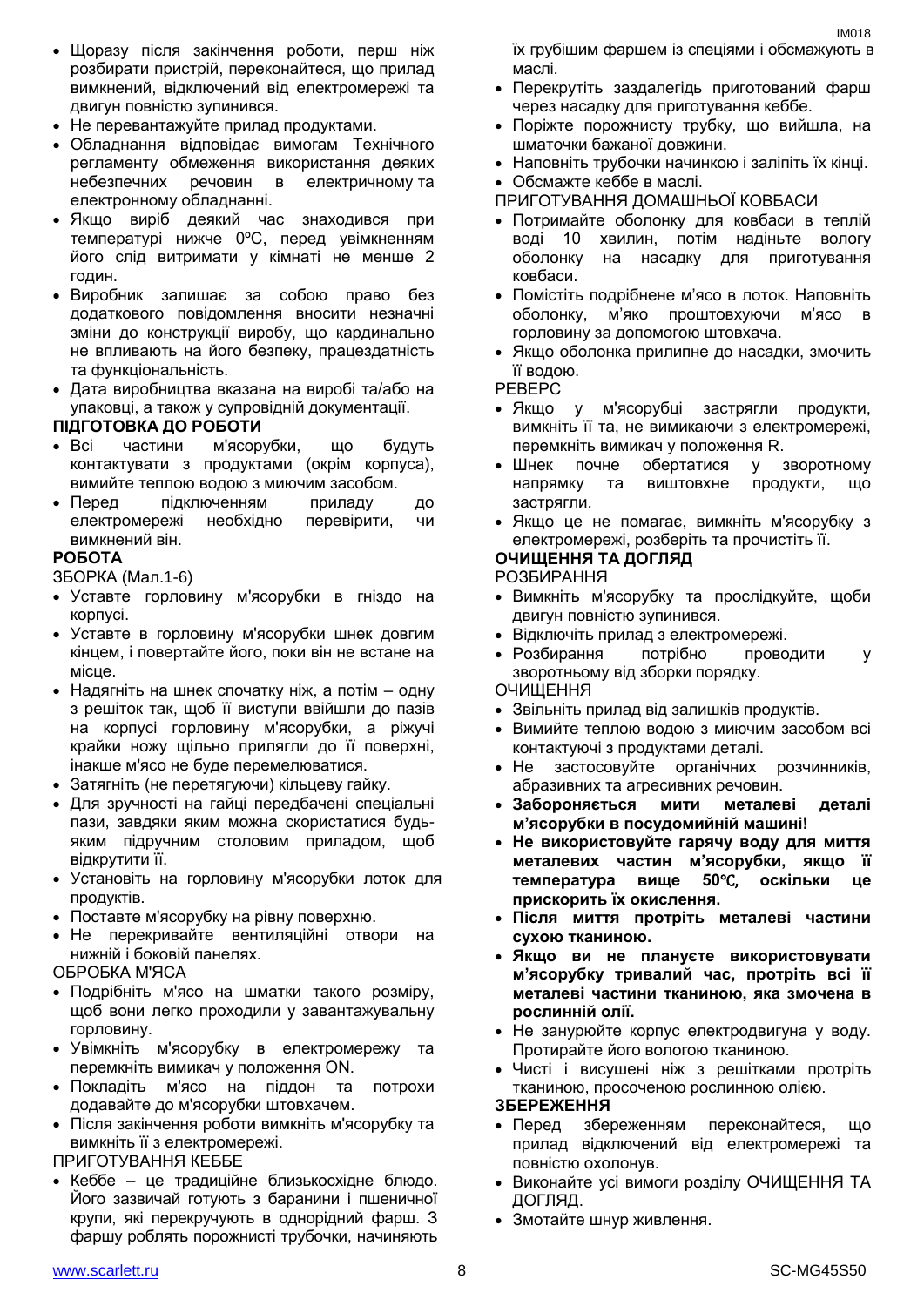- Щоразу після закінчення роботи, перш ніж розбирати пристрій, переконайтеся, що прилад вимкнений, відключений від електромережі та двигун повністю зупинився.
- Не перевантажуйте прилад продуктами.
- Обладнання відповідає вимогам Технічного регламенту обмеження використання деяких небезпечних речовин в електричному та електронному обладнанні.
- Якщо виріб деякий час знаходився при температурі нижче 0ºC, перед увімкненням його слід витримати у кімнаті не менше 2 годин.
- Виробник залишає за собою право без додаткового повідомлення вносити незначні зміни до конструкції виробу, що кардинально не впливають на його безпеку, працездатність та функціональність.
- Дата виробництва вказана на виробі та/або на упаковці, а також у супровідній документації.

**ПІДГОТОВКА ДО РОБОТИ**

- Всі частини м'ясорубки, що будуть контактувати з продуктами (окрім корпуса), вимийте теплою водою з миючим засобом.
- Перед підключенням приладу до електромережі необхідно перевірити, чи вимкнений він.

**РОБОТА**

ЗБОРКА (Мал.1-6)

- Уставте горловину м'ясорубки в гніздо на корпусі.
- Уставте в горловину м'ясорубки шнек довгим кінцем, і повертайте його, поки він не встане на місце.
- Надягніть на шнек спочатку ніж, а потім – одну з решіток так, щоб її виступи ввійшли до пазів на корпусі горловину м'ясорубки, а ріжучі крайки ножу щільно прилягли до її поверхні, інакше м'ясо не буде перемелюватися.
- Затягніть (не перетягуючи) кільцеву гайку.
- Для зручності на гайці передбачені спеціальні пази, завдяки яким можна скористатися будь-яким підручним столовим приладом, щоб відкрутити її.
- Установіть на горловину м'ясорубки лоток для продуктів.
- Поставте м'ясорубку на рівну поверхню.
- Не перекривайте вентиляційні отвори на нижній і боковій панелях.

ОБРОБКА М'ЯСА

- Подрібніть м'ясо на шматки такого розміру, щоб вони легко проходили у завантажувальну горловину.
- Увімкніть м'ясорубку в електромережу та перемкніть вимикач у положення ON.
- Покладіть м'ясо на піддон та потрохи додавайте до м'ясорубки штовхачем.
- Після закінчення роботи вимкніть м'ясорубку та вимкніть її з електромережі.

ПРИГОТУВАННЯ КЕББЕ

- Кеббе – це традиційне близькосхідне блюдо. Його зазвичай готують з баранини і пшеничної крупи, які перекручують в однорідний фарш. З фаршу роблять порожнисті трубочки, начиняють їх грубішим фаршем із спеціями і обсмажують в маслі.
- Перекрутіть заздалегідь приготований фарш через насадку для приготування кеббе.
- Поріжте порожнисту трубку, що вийшла, на шматочки бажаної довжини.
- Наповніть трубочки начинкою і заліпіть їх кінці.
- Обсмажте кеббе в маслі.

ПРИГОТУВАННЯ ДОМАШНЬОЇ КОВБАСИ

- Потримайте оболонку для ковбаси в теплій воді 10 хвилин, потім надіньте вологу оболонку на насадку для приготування ковбаси.
- Помістіть подрібнене м'ясо в лоток. Наповніть оболонку, м'яко проштовхуючи м'ясо в горловину за допомогою штовхача.
- Якщо оболонка прилипне до насадки, змочить її водою.

РЕВЕРС

- Якщо у м'ясорубці застрягли продукти, вимкніть її та, не вимикаючи з електромережі, перемкніть вимикач у положення R.
- Шнек почне обертатися у зворотному напрямку та виштовхне продукти, що застрягли.
- Якщо це не помагає, вимкніть м'ясорубку з електромережі, розберіть та прочистіть її.

**ОЧИЩЕННЯ ТА ДОГЛЯД**

РОЗБИРАННЯ

- Вимкніть м'ясорубку та прослідкуйте, щоби двигун повністю зупинився.
- Відключіть прилад з електромережі.
- Розбирання потрібно проводити у зворотньому від зборки порядку.

ОЧИЩЕННЯ

- Звільніть прилад від залишків продуктів.
- Вимийте теплою водою з миючим засобом всі контактуючі з продуктами деталі.
- Не застосовуйте органічних розчинників, абразивних та агресивних речовин.
- **Забороняється мити металеві деталі м'ясорубки в посудомийній машині!**
- **Не використовуйте гарячу воду для миття металевих частин м'ясорубки, якщо її температура вище 50℃, оскільки це прискорить їх окислення.**
- **Після миття протріть металеві частини сухою тканиною.**
- **Якщо ви не плануєте використовувати м'ясорубку тривалий час, протріть всі її металеві частини тканиною, яка змочена в рослинній олії.**
- Не занурюйте корпус електродвигуна у воду. Протирайте його вологою тканиною.
- Чисті і висушені ніж з решітками протріть тканиною, просоченою рослинною олією.

**ЗБЕРЕЖЕННЯ**

- Перед збереженням переконайтеся, що прилад відключений від електромережі та повністю охолонув.
- Виконайте усі вимоги розділу ОЧИЩЕННЯ ТА ДОГЛЯД.
- Змотайте шнур живлення.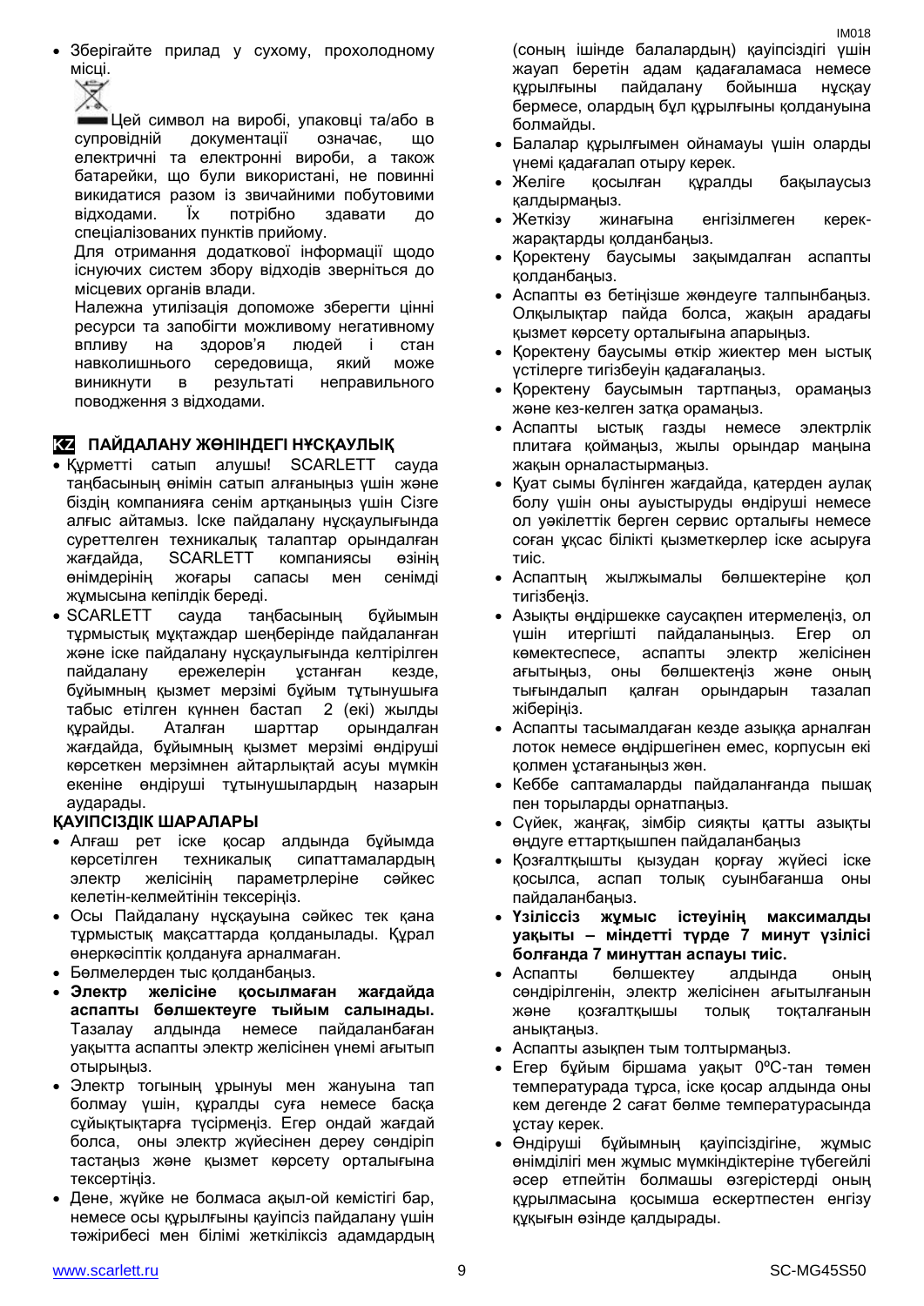- Зберігайте прилад у сухому, прохолодному місці.

Цей символ на виробі, упаковці та/або в супровідній документації означає, що електричні та електронні вироби, а також батарейки, що були використані, не повинні викидатися разом із звичайними побутовими відходами. Їх потрібно здавати до спеціалізованих пунктів прийому.

Для отримання додаткової інформації щодо існуючих систем збору відходів зверніться до місцевих органів влади.

Належна утилізація допоможе зберегти цінні ресурси та запобігти можливому негативному впливу на здоров'я людей і стан навколишнього середовища, який може виникнути в результаті неправильного поводження з відходами.

## KZ ПАЙДАЛАНУ ЖӨНІНДЕГІ НҰСҚАУЛЫҚ

- Құрметті сатып алушы! SCARLETT сауда таңбасының өнімін сатып алғаныңыз үшін және біздің компанияға сенім артқаныңыз үшін Сізге алғыс айтамыз. Іске пайдалану нұсқаулығында суреттелген техникалық талаптар орындалған жағдайда, SCARLETT компаниясы өзінің өнімдерінің жоғары сапасы мен сенімді жұмысына кепілдік береді.
- SCARLETT сауда таңбасының бұйымын тұрмыстық мұқтаждар шеңберінде пайдаланған және іске пайдалану нұсқаулығында келтірілген пайдалану ережелерін ұстанған кезде, бұйымның қызмет мерзімі бұйым тұтынушыға табыс етілген күннен бастап 2 (екі) жылды құрайды. Аталған шарттар орындалған жағдайда, бұйымның қызмет мерзімі өндіруші көрсеткен мерзімнен айтарлықтай асуы мүмкін екеніне өндіруші тұтынушылардың назарын аударады.

### ҚАУІПСІЗДІК ШАРАЛАРЫ

- Алғаш рет іске қосар алдында бұйымда көрсетілген техникалық сипаттамаларды электр желісінің параметрлеріне сәйкес келетін-келмейтінін тексеріңіз.
- Осы Пайдалану нұсқауына сәйкес тек қана тұрмыстық мақсаттарда қолданылады. Құрал өнеркәсіптік қолдануға арналмаған.
- Бөлмелерден тыс қолданбаңыз.
- **Электр желісіне қосылмаған жағдайда аспапты бөлшектеуге тыйым салынады.** Тазалау алдында немесе пайдаланбаған уақытта аспапты электр желісінен үнемі ағытып отырыңыз.
- Электр тогының ұрынуы мен жануына тап болмау үшін, құралды суға немесе басқа сұйықтықтарға түсірмеңіз. Егер ондай жағдай болса, оны электр жүйесінен дереу сөндіріп тастаңыз және қызмет көрсету орталығына тексертіңіз.
- Дене, жүйке не болмаса ақыл-ой кемістігі бар, немесе осы құрылғыны қауіпсіз пайдалану үшін тәжірибесі мен білімі жеткіліксіз адамдардың (соның ішінде балалардың) қауіпсіздігі үшін жауап беретін адам қадағаламаса немесе құрылғыны пайдалану бойынша нұсқау бермесе, олардың бұл құрылғыны қолдануына болмайды.
- Балалар құрылғымен ойнамауы үшін оларды үнемі қадағалап отыру керек.
- Желіге қосылған құралды бақылаусыз қалдырмаңыз.
- Жеткізу жинағына енгізілмеген керек-жарақтарды қолданбаңыз.
- Қоректену баусымы зақымдалған аспапты қолданбаңыз.
- Аспапты өз бетіңізше жөндеуге талпынбаңыз. Олқылықтар пайда болса, жақын арадағы қызмет көрсету орталығына апарыңыз.
- Қоректену баусымы өткір жиектер мен ыстық үстілерге тигізбеуін қадағалаңыз.
- Қоректену баусымын тартпаңыз, орамаңыз және кез-келген затқа орамаңыз.
- Аспапты ыстық газды немесе электрлік плитаға қоймаңыз, жылы орындар маңына жақын орналастырмаңыз.
- Қуат сымы бүлінген жағдайда, қатерден аулақ болу үшін оны ауыстыруды өндіруші немесе ол уәкілеттік берген сервис орталығы немесе соған ұқсас білікті қызметкерлер іске асыруға тиіс.
- Аспаптың жылжымалы бөлшектеріне қол тигізбеңіз.
- Азықты өндіршекке саусақпен итермелеңіз, ол үшін итергішті пайдаланыңыз. Егер ол көмектеспесе, аспапты электр желісінен ағытыңыз, оны бөлшектеңіз және оның тығындалып қалған орындарын тазалап жіберіңіз.
- Аспапты тасымалдаған кезде азыққа арналған лоток немесе өндіршегінен емес, корпусын екі қолмен ұстағаныңыз жөн.
- Кеббе саптамаларды пайдаланғанда пышақ пен торларды орнатпаңыз.
- Сүйек, жаңғақ, зімбір сияқты қатты азықты өңдуге еттартқышпен пайдаланбаңыз
- Қозғалтқышты қызудан қорғау жүйесі іске қосылса, аспап толық суынбағанша оны пайдаланбаңыз.
- **Үзіліссіз жұмыс істеуінің максималды уақыты – міндетті түрде 7 минут үзілісі болғанда 7 минуттан аспауы тиіс.**
- Аспапты бөлшектеу алдында оның сөндірілгенін, электр желісінен ағытылғанын және қозғалтқышы толық тоқталғанын анықтаңыз.
- Аспапты азықпен тым толтырмаңыз.
- Егер бұйым біршама уақыт 0ºC-тан төмен температурада тұрса, іске қосар алдында оны кем дегенде 2 сағат бөлме температурасында ұстау керек.
- Өндіруші бұйымның қауіпсіздігіне, жұмыс өнімділігі мен жұмыс мүмкіндіктеріне түбегейлі әсер етпейтін болмашы өзгерістерді оның құрылмасына қосымша ескертпестен енгізу құқығын өзінде қалдырады.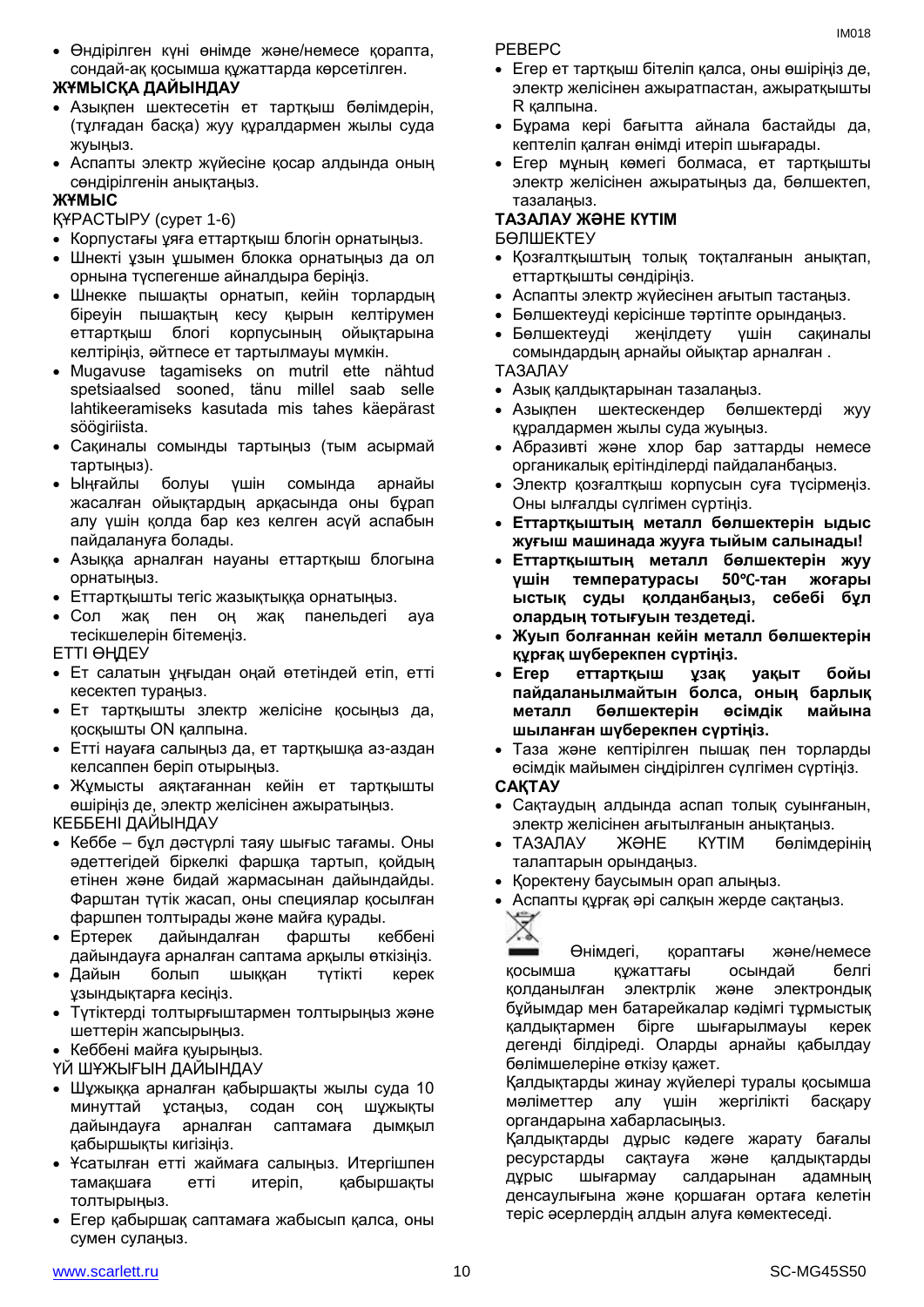- Өндірілген күні өнімде және/немесе қорапта, сондай-ақ қосымша құжаттарда көрсетілген.

**ЖҰМЫСҚА ДАЙЫНДАУ**

- Азықпен шектесетін ет тартқыш бөлімдерін, (тұлғадан басқа) жуу құралдармен жылы суда жуыңыз.
- Аспапты электр жүйесіне қосар алдында оның сөндірілгенін анықтаңыз.

**ЖҰМЫС**

ҚҰРАСТЫРУ (сурет 1-6)

- Корпустағы ұяға еттартқыш блогін орнатыңыз.
- Шнекті ұзын ұшымен блокка орнатыңыз да ол орнына түспегенше айналдыра беріңіз.
- Шнекке пышақты орнатып, кейін торлардың біреуін пышақтың кесу қырын келтірумен еттартқыш блогі корпусының ойықтарына келтіріңіз, әйтпесе ет тартылмауы мүмкін.
- Mugavuse tagamiseks on mutril ette nähtud spetsiaalsed sooned, tänu millel saab selle lahtikeeramiseks kasutada mis tahes käepärast söögiriista.
- Сақиналы сомынды тартыңыз (тым асырмай тартыңыз).
- Ыңғайлы болуы үшін сомында арнайы жасалған ойықтардың арқасында оны бұрап алу үшін қолда бар кез келген асүй аспабын пайдалануға болады.
- Азыққа арналған науаны еттартқыш блогына орнатыңыз.
- Еттартқышты тегіс жазықтыққа орнатыңыз.
- Сол жақ пен оң жақ панельдегі ауа тесікшелерін бітемеңіз.

ЕТТІ ӨҢДЕУ

- Ет салатын ұңғыдан оңай өтетіндей етіп, етті кесектеп тураңыз.
- Ет тартқышты электр желісіне қосыңыз да, қосқышты ON қалпына.
- Етті науаға салыңыз да, ет тартқышқа аз-аздан келсаппен беріп отырыңыз.
- Жұмысты аяқтағаннан кейін ет тартқышты өшіріңіз де, электр желісінен ажыратыңыз.

КЕББЕНІ ДАЙЫНДАУ

- Кеббе – бұл дәстүрлі таяу шығыс тағамы. Оны әдеттегідей біркелкі фаршқа тартып, қойдың етінен және бидай жармасынан дайындайды. Фарштан түтік жасап, оны специялар қосылған фаршпен толтырады және майға қурады.
- Ертерек дайындалған фаршты кеббені дайындауға арналған саптама арқылы өткізіңіз.
- Дайын болып шыққан түтікті керек ұзындықтарға кесіңіз.
- Түтіктерді толтырғыштармен толтырыңыз және шеттерін жапсырыңыз.
- Кеббені майға қуырыңыз.

ҮЙ ШҰЖЫҒЫН ДАЙЫНДАУ

- Шұжыққа арналған қабыршақты жылы суда 10 минуттай ұстаңыз, содан соң шұжықты дайындауға арналған саптамаға дымқыл қабыршықты кигізіңіз.
- Ұсатылған етті жаймаға салыңыз. Итергішпен тамақшаға етті итеріп, қабыршақты толтырыңыз.
- Егер қабыршақ саптамаға жабысып қалса, оны сумен сулаңыз.

РЕВЕРС

- Егер ет тартқыш бітеліп қалса, оны өшіріңіз де, электр желісінен ажыратпастан, ажыратқышты R қалпына.
- Бұрама кері бағытта айнала бастайды да, кептеліп қалған өнімді итеріп шығарады.
- Егер мұның көмегі болмаса, ет тартқышты электр желісінен ажыратыңыз да, бөлшектеп, тазалаңыз.

**ТАЗАЛАУ ЖӘНЕ КҮТІМ**

БӨЛШЕКТЕУ

- Қозғалтқыштың толық тоқталғанын анықтап, еттартқышты сөндіріңіз.
- Аспапты электр жүйесінен ағытып тастаңыз.
- Бөлшектеуді керісінше тәртіпте орындаңыз.
- Бөлшектеуді жеңілдету үшін сақиналы сомындардың арнайы ойықтар арналған .

ТАЗАЛАУ

- Азық қалдықтарынан тазалаңыз.
- Азықпен шектескендер бөлшектерді жуу құралдармен жылы суда жуыңыз.
- Абразивті және хлор бар заттарды немесе органикалық ерітінділерді пайдаланбаңыз.
- Электр қозғалтқыш корпусын суға түсірмеңіз. Оны ылғалды сүлгімен сүртіңіз.
- **Еттартқыштың металл бөлшектерін ыдыс жуғыш машинада жууға тыйым салынады!**
- **Еттартқыштың металл бөлшектерін жуу үшін температурасы 50℃-тан жоғары ыстық суды қолданбаңыз, себебі бұл олардың тотығуын тездетеді.**
- **Жуып болғаннан кейін металл бөлшектерін құрғақ шүберекпен сүртіңіз.**
- **Егер еттартқыш ұзақ уақыт бойы пайдаланылмайтын болса, оның барлық металл бөлшектерін өсімдік майына шыланған шүберекпен сүртіңіз.**
- Таза және кептірілген пышақ пен торларды өсімдік майымен сіңдірілген сүлгімен сүртіңіз.

**САҚТАУ**

- Сақтаудың алдында аспап толық суынғанын, электр желісінен ағытылғанын анықтаңыз.
- ТАЗАЛАУ ЖӘНЕ КҮТІМ бөлімдерінің талаптарын орындаңыз.
- Қоректену баусымын орап алыңыз.
- Аспапты құрғақ әрі салқын жерде сақтаңыз.

Өнімдегі, қораптағы және/немесе қосымша құжаттағы осындай белгі қолданылған электрлік және электрондық бұйымдар мен батарейкалар кәдімгі тұрмыстық қалдықтармен бірге шығарылмауы керек дегенді білдіреді. Оларды арнайы қабылдау бөлімшелеріне өткізу қажет.

Қалдықтарды жинау жүйелері туралы қосымша мәліметтер алу үшін жергілікті басқару органдарына хабарласыңыз.

Қалдықтарды дұрыс кәдеге жарату бағалы ресурстарды сақтауға және қалдықтарды дұрыс шығармау салдарынан адамның денсаулығына және қоршаған ортаға келетін теріс әсерлердің алдын алуға көмектеседі.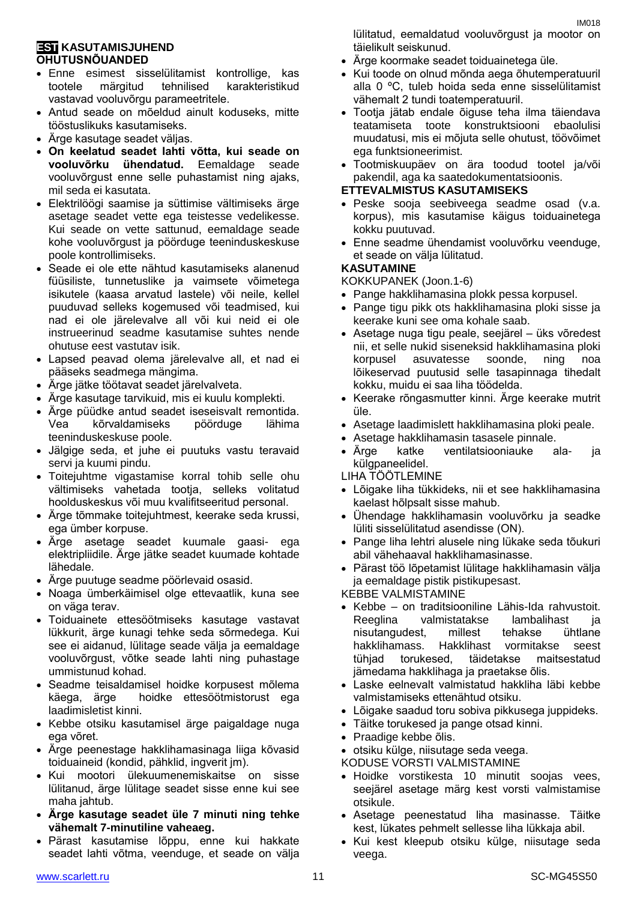## EST KASUTAMISJUHEND

### OHUTUSNÕUANDED

- Enne esimest sisselülitamist kontrollige, kas tootele märgitud tehnilised karakteristikud vastavad vooluvõrgu parameetritele.
- Antud seade on mõeldud ainult koduseks, mitte tööstuslikuks kasutamiseks.
- Ärge kasutage seadet väljas.
- **On keelatud seadet lahti võtta, kui seade on vooluvõrku ühendatud.** Eemaldage seade vooluvõrgust enne selle puhastamist ning ajaks, mil seda ei kasutata.
- Elektrilöögi saamise ja süttimise vältimiseks ärge asetage seadet vette ega teistesse vedelikesse. Kui seade on vette sattunud, eemaldage seade kohe vooluvõrgust ja pöörduge teeninduskeskuse poole kontrollimiseks.
- Seade ei ole ette nähtud kasutamiseks alanenud füüsiliste, tunnetuslike ja vaimsete võimetega isikutele (kaasa arvatud lastele) või neile, kellel puuduvad selleks kogemused või teadmised, kui nad ei ole järelevalve all või kui neid ei ole instrueerinud seadme kasutamise suhtes nende ohutuse eest vastutav isik.
- Lapsed peavad olema järelevalve all, et nad ei pääseks seadmega mängima.
- Ärge jätke töötavat seadet järelvalveta.
- Ärge kasutage tarvikuid, mis ei kuulu komplekti.
- Ärge püüdke antud seadet iseseisvalt remontida. Vea kõrvaldamiseks pöörduge lähima teeninduskeskuse poole.
- Jälgige seda, et juhe ei puutuks vastu teravaid servi ja kuumi pindu.
- Toitejuhtme vigastamise korral tohib selle ohu vältimiseks vahetada tootja, selleks volitatud hoolduskeskus või muu kvalifitseeritud personal.
- Ärge tõmmake toitejuhtmest, keerake seda krussi, ega ümber korpuse.
- Ärge asetage seadet kuumale gaasi- ega elektripliidile. Ärge jätke seadet kuumade kohtade lähedale.
- Ärge puutuge seadme pöörlevaid osasid.
- Noaga ümberkäimisel olge ettevaatlik, kuna see on väga terav.
- Toiduainete ettesöötmiseks kasutage vastavat lükkurit, ärge kunagi tehke seda sõrmedega. Kui see ei aidanud, lülitage seade välja ja eemaldage vooluvõrgust, võtke seade lahti ning puhastage ummistunud kohad.
- Seadme teisaldamisel hoidke korpusest mõlema käega, ärge hoidke ettesöötmistorust ega laadimisletist kinni.
- Kebbe otsiku kasutamisel ärge paigaldage nuga ega võret.
- Ärge peenestage hakklihamasinaga liiga kõvasid toiduaineid (kondid, pähklid, ingverit jm).
- Kui mootori ülekuumenemiskaitse on sisse lülitanud, ärge lülitage seadet sisse enne kui see maha jahtub.
- **Ärge kasutage seadet üle 7 minuti ning tehke vähemalt 7-minutiline vaheaeg.**
- Pärast kasutamise lõppu, enne kui hakkate seadet lahti võtma, veenduge, et seade on välja lülitatud, eemaldatud vooluvõrgust ja mootor on täielikult seiskunud.
- Ärge koormake seadet toiduainetega üle.
- Kui toode on olnud mõnda aega õhutemperatuuril alla 0 ºC, tuleb hoida seda enne sisselülitamist vähemalt 2 tundi toatemperatuuril.
- Tootja jätab endale õiguse teha ilma täiendava teatamiseta toote konstruktsiooni ebaolulisi muudatusi, mis ei mõjuta selle ohutust, töövõimet ega funktsioneerimist.
- Tootmiskuupäev on ära toodud tootel ja/või pakendil, aga ka saatedokumentatsioonis.

### ETTEVALMISTUS KASUTAMISEKS

- Peske sooja seebiveega seadme osad (v.a. korpus), mis kasutamise käigus toiduainetega kokku puutuvad.
- Enne seadme ühendamist vooluvõrku veenduge, et seade on välja lülitatud.

### KASUTAMINE

KOKKUPANEK (Joon.1-6)

- Pange hakklihamasina plokk pessa korpusel.
- Pange tigu pikk ots hakklihamasina ploki sisse ja keerake kuni see oma kohale saab.
- Asetage nuga tigu peale, seejärel – üks võredest nii, et selle nukid siseneksid hakklihamasina ploki korpusel asuvatesse soonde, ning noa lõikeservad puutusid selle tasapinnaga tihedalt kokku, muidu ei saa liha töödelda.
- Keerake rõngasmutter kinni. Ärge keerake mutrit üle.
- Asetage laadimislett hakklihamasina ploki peale.
- Asetage hakklihamasin tasasele pinnale.
- Ärge katke ventilatsiooniauke ala- ja külgpaneelidel.

LIHA TÖÖTLEMINE

- Lõigake liha tükkideks, nii et see hakklihamasina kaelast hõlpsalt sisse mahub.
- Ühendage hakklihamasin vooluvõrku ja seadke lüliti sisselülitatud asendisse (ON).
- Pange liha lehtri alusele ning lükake seda tõukuri abil vähehaaval hakklihamasinasse.
- Pärast töö lõpetamist lülitage hakklihamasin välja ja eemaldage pistik pistikupesast.

KEBBE VALMISTAMINE

- Kebbe – on traditsiooniline Lähis-Ida rahvustoit. Reeglina valmistatakse lambalihast ja nisutangudest, millest tehakse ühtlane hakklihamass. Hakklihast vormitakse seest tühjad torukesed, täidetakse maitsestatud jämedama hakklihaga ja praetakse õlis.
- Laske eelnevalt valmistatud hakkliha läbi kebbe valmistamiseks ettenähtud otsiku.
- Lõigake saadud toru sobiva pikkusega juppideks.
- Täitke torukesed ja pange otsad kinni.
- Praadige kebbe õlis.
- otsiku külge, niisutage seda veega.

KODUSE VORSTI VALMISTAMINE

- Hoidke vorstikesta 10 minutit soojas vees, seejärel asetage märg kest vorsti valmistamise otsikule.
- Asetage peenestatud liha masinasse. Täitke kest, lükates pehmelt sellesse liha lükkaja abil.
- Kui kest kleepub otsiku külge, niisutage seda veega.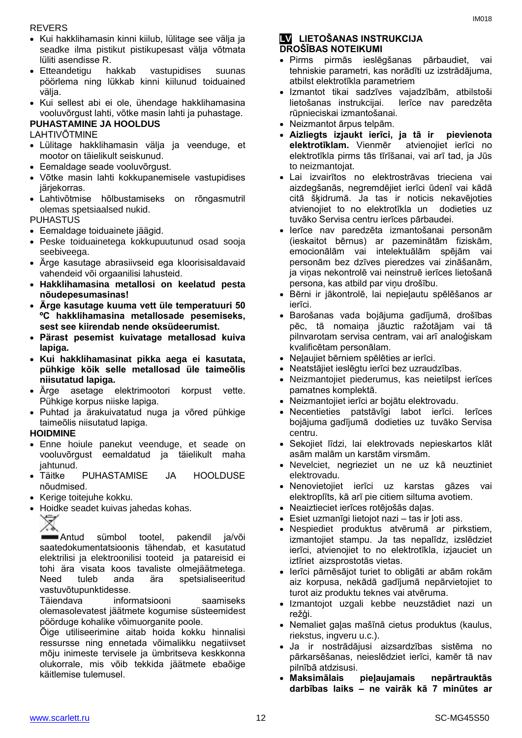REVERS

- Kui hakklihamasin kinni kiilub, lülitage see välja ja seadke ilma pistikut pistikupesast välja võtmata lüliti asendisse R.
- Etteandetigu hakkab vastupidises suunas pöörlema ning lükkab kinni kiilunud toiduained välja.
- Kui sellest abi ei ole, ühendage hakklihamasina vooluvõrgust lahti, võtke masin lahti ja puhastage.

**PUHASTAMINE JA HOOLDUS**

LAHTIVÕTMINE

- Lülitage hakklihamasin välja ja veenduge, et mootor on täielikult seiskunud.
- Eemaldage seade vooluvõrgust.
- Võtke masin lahti kokkupanemisele vastupidises järjekorras.
- Lahtivõtmise hõlbustamiseks on rõngasmutril olemas spetsiaalsed nukid.

PUHASTUS

- Eemaldage toiduainete jäägid.
- Peske toiduainetega kokkupuutunud osad sooja seebiveega.
- Ärge kasutage abrasiivseid ega kloorisisaldavaid vahendeid või orgaanilisi lahusteid.
- **Hakklihamasina metallosi on keelatud pesta nõudepesumasinas!**
- **Ärge kasutage kuuma vett üle temperatuuri 50 ºC hakklihamasina metallosade pesemiseks, sest see kiirendab nende oksüdeerumist.**
- **Pärast pesemist kuivatage metallosad kuiva lapiga.**
- **Kui hakklihamasinat pikka aega ei kasutata, pühkige kõik selle metallosad üle taimeõlis niisutatud lapiga.**
- Ärge asetage elektrimootori korpust vette. Pühkige korpus niiske lapiga.
- Puhtad ja ärakuivatatud nuga ja võred pühkige taimeõlis niisutatud lapiga.

**HOIDMINE**

- Enne hoiule panekut veenduge, et seade on vooluvõrgust eemaldatud ja täielikult maha jahtunud.
- Täitke PUHASTAMISE JA HOOLDUSE nõudmised.
- Kerige toitejuhe kokku.
- Hoidke seadet kuivas jahedas kohas.

Antud sümbol tootel, pakendil ja/või saatedokumentatsioonis tähendab, et kasutatud elektrilisi ja elektroonilisi tooteid ja patareisid ei tohi ära visata koos tavaliste olmejäätmetega. Need tuleb anda ära spetsialiseeritud vastuvõtupunktidesse.

Täiendava informatsiooni saamiseks olemasolevatest jäätmete kogumise süsteemidest pöörduge kohalike võimuorganite poole.

Õige utiliseerimine aitab hoida kokku hinnalisi ressursse ning ennetada võimalikku negatiivset mõju inimeste tervisele ja ümbritseva keskkonna olukorrale, mis võib tekkida jäätmete ebaõige käitlemise tulemusel.

## LV LIETOŠANAS INSTRUKCIJA

**DROŠĪBAS NOTEIKUMI**

- Pirms pirmās ieslēgšanas pārbaudiet, vai tehniskie parametri, kas norādīti uz izstrādājuma, atbilst elektrotīkla parametriem
- Izmantot tikai sadzīves vajadzībām, atbilstoši lietošanas instrukcijai. Ierīce nav paredzēta rūpnieciskai izmantošanai.
- Neizmantot ārpus telpām.
- **Aizliegts izjaukt ierīci, ja tā ir pievienota elektrotīklam.** Vienmēr atvienojiet ierīci no elektrotīkla pirms tās tīrīšanai, vai arī tad, ja Jūs to neizmantojat.
- Lai izvairītos no elektrostrāvas trieciena vai aizdegšanās, negremdējiet ierīci ūdenī vai kādā citā šķidrumā. Ja tas ir noticis nekavējoties atvienojiet to no elektrotīkla un dodieties uz tuvāko Servisa centru ierīces pārbaudei.
- Ierīce nav paredzēta izmantošanai personām (ieskaitot bērnus) ar pazeminātām fiziskām, emocionālām vai intelektuālām spējām vai personām bez dzīves pieredzes vai zināšanām, ja viņas nekontrolē vai neinstruē ierīces lietošanā persona, kas atbild par viņu drošību.
- Bērni ir jākontrolē, lai nepieļautu spēlēšanos ar ierīci.
- Barošanas vada bojājuma gadījumā, drošības pēc, tā nomaiņa jāuztic ražotājam vai tā pilnvarotam servisa centram, vai arī analoģiskam kvalificētam personālam.
- Neļaujiet bērniem spēlēties ar ierīci.
- Neatstājiet ieslēgtu ierīci bez uzraudzības.
- Neizmantojiet piederumus, kas neietilpst ierīces pamatnes komplektā.
- Neizmantojiet ierīci ar bojātu elektrovadu.
- Necentieties patstāvīgi labot ierīci. Ierīces bojājuma gadījumā dodieties uz tuvāko Servisa centru.
- Sekojiet līdzi, lai elektrovads nepieskartos klāt asām malām un karstām virsmām.
- Nevelciet, negrieziet un ne uz kā neuztiniet elektrovadu.
- Nenovietojiet ierīci uz karstas gāzes vai elektroplīts, kā arī pie citiem siltuma avotiem.
- Neaiztieciet ierīces rotējošās daļas.
- Esiet uzmanīgi lietojot nazi – tas ir ļoti ass.
- Nespiediet produktus atvērumā ar pirkstiem, izmantojiet stampu. Ja tas nepalīdz, izslēdziet ierīci, atvienojiet to no elektrotīkla, izjauciet un iztīriet aizsprostotās vietas.
- Ierīci pārnēsājot turiet to obligāti ar abām rokām aiz korpusa, nekādā gadījumā nepārvietojiet to turot aiz produktu teknes vai atvēruma.
- Izmantojot uzgali kebbe neuzstādiet nazi un režģi.
- Nemaliet gaļas mašīnā cietus produktus (kaulus, riekstus, ingveru u.c.).
- Ja ir nostrādājusi aizsardzības sistēma no pārkarsēšanas, neieslēdziet ierīci, kamēr tā nav pilnībā atdzisusi.
- **Maksimālais pieļaujamais nepārtrauktās darbības laiks – ne vairāk kā 7 minūtes ar**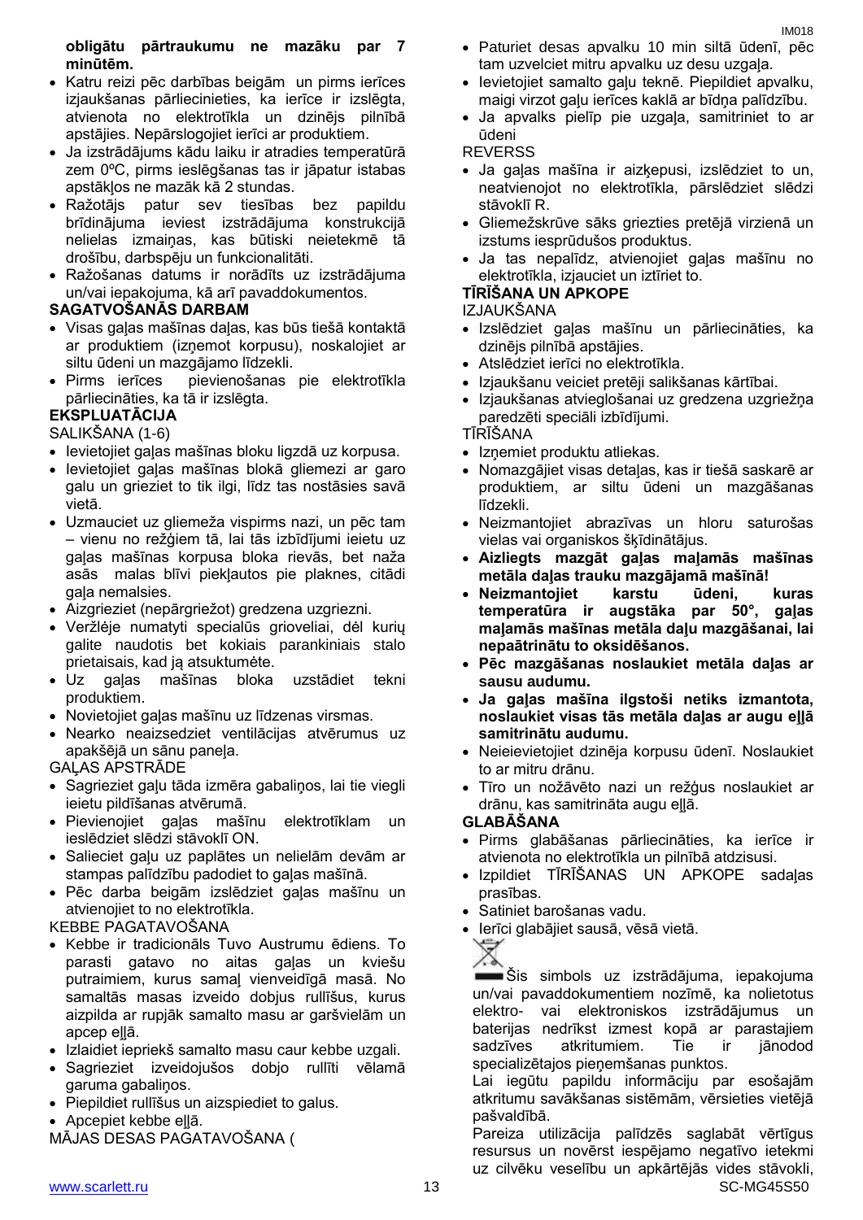**obligātu pārtraukumu ne mazāku par 7 minūtēm.**

- Katru reizi pēc darbības beigām un pirms ierīces izjaukšanas pārliecinieties, ka ierīce ir izslēgta, atvienota no elektrotīkla un dzinējs pilnībā apstājies. Nepārslogojiet ierīci ar produktiem.
- Ja izstrādājums kādu laiku ir atradies temperatūrā zem 0ºC, pirms ieslēgšanas tas ir jāpatur istabas apstākļos ne mazāk kā 2 stundas.
- Ražotājs patur sev tiesības bez papildu brīdinājuma ieviest izstrādājuma konstrukcijā nelielas izmaiņas, kas būtiski neietekmē tā drošību, darbspēju un funkcionalitāti.
- Ražošanas datums ir norādīts uz izstrādājuma un/vai iepakojuma, kā arī pavaddokumentos.

**SAGATVOŠANĀS DARBAM**

- Visas gaļas mašīnas daļas, kas būs tiešā kontaktā ar produktiem (izņemot korpusu), noskalojiet ar siltu ūdeni un mazgājamo līdzekli.
- Pirms ierīces pievienošanas pie elektrotīkla pārliecināties, ka tā ir izslēgta.

**EKSPLUATĀCIJA**

SALIKŠANA (1-6)

- Ievietojiet gaļas mašīnas bloku ligzdā uz korpusa.
- Ievietojiet gaļas mašīnas blokā gliemezi ar garo galu un griežiet to tik ilgi, līdz tas nostāsies savā vietā.
- Uzmauciet uz gliemeža vispirms nazi, un pēc tam – vienu no režģiem tā, lai tās izbīdījumi ieietu uz gaļas mašīnas korpusa bloka rievās, bet naža asās malas blīvi piekļautos pie plaknes, citādi gaļa nemalsies.
- Aizgrieziet (nepārgriežot) gredzena uzgriezni.
- Veržlėje numatyti specialūs grioveliai, dėl kurių galite naudotis bet kokiais parankiniais stalo prietaisais, kad ją atsuktumėte.
- Uz gaļas mašīnas bloka uzstādiet tekni produktiem.
- Novietojiet gaļas mašīnu uz līdzenas virsmas.
- Nearko neaizsedziet ventilācijas atvērumus uz apakšējā un sānu paneļa.

GAĻAS APSTRĀDE

- Sagrieziet gaļu tāda izmēra gabaliņos, lai tie viegli ieietu pildīšanas atvērumā.
- Pievienojiet gaļas mašīnu elektrotīklam un ieslēdziet slēdzi stāvoklī ON.
- Salieciet gaļu uz paplātes un nelielām devām ar stampas palīdzību padodiet to gaļas mašīnā.
- Pēc darba beigām izslēdziet gaļas mašīnu un atvienojiet to no elektrotīkla.

KEBBE PAGATAVOŠANA

- Kebbe ir tradicionāls Tuvo Austrumu ēdiens. To parasti gatavo no aitas gaļas un kviešu putraimiem, kurus samaļ vienveidīgā masā. No samaltās masas izveido dobjus rullīšus, kurus aizpilda ar rupjāk samalto masu ar garšvielām un apcep eļļā.
- Izlaidiet iepriekš samalto masu caur kebbe uzgali.
- Sagrieziet izveidojušos dobjo rullīti vēlamā garuma gabaliņos.
- Piepildiet rullīšus un aizspiediet to galus.
- Apcepiet kebbe eļļā.

MĀJAS DESAS PAGATAVOŠANA (

- Paturiet desas apvalku 10 min siltā ūdenī, pēc tam uzvelciet mitru apvalku uz desu uzgaļa.
- Ievietojiet samalto gaļu teknē. Piepildiet apvalku, maigi virzot gaļu ierīces kaklā ar bīdņa palīdzību.
- Ja apvalks pielīp pie uzgaļa, samitriniet to ar ūdeni

REVERSS

- Ja gaļas mašīna ir aizķepusi, izslēdziet to un, neatvienojot no elektrotīkla, pārslēdziet slēdzi stāvoklī R.
- Gliemežskrūve sāks griezties pretējā virzienā un izstums iesprūdušos produktus.
- Ja tas nepalīdz, atvienojiet gaļas mašīnu no elektrotīkla, izjauciet un iztīriet to.

**TĪRĪŠANA UN APKOPE**

IZJAUKŠANA

- Izslēdziet gaļas mašīnu un pārliecināties, ka dzinējs pilnībā apstājies.
- Atslēdziet ierīci no elektrotīkla.
- Izjaukšanu veiciet pretēji salikšanas kārtībai.
- Izjaukšanas atvieglošanai uz gredzena uzgriežņa paredzēti speciāli izbīdījumi.

TĪRĪŠANA

- Izņemiet produktu atliekas.
- Nomazgājiet visas detaļas, kas ir tiešā saskarē ar produktiem, ar siltu ūdeni un mazgāšanas līdzekli.
- Neizmantojiet abrazīvas un hloru saturošas vielas vai organiskos šķīdinātājus.
- **Aizliegts mazgāt gaļas maļamās mašīnas metāla daļas trauku mazgājamā mašīnā!**
- **Neizmantojiet karstu ūdeni, kuras temperatūra ir augstāka par 50°, gaļas maļamās mašīnas metāla daļu mazgāšanai, lai nepaātrinātu to oksidēšanos.**
- **Pēc mazgāšanas noslaukiet metāla daļas ar sausu audumu.**
- **Ja gaļas mašīna ilgstoši netiks izmantota, noslaukiet visas tās metāla daļas ar augu eļļā samitrinātu audumu.**
- Neieievietojiet dzinēja korpusu ūdenī. Noslaukiet to ar mitru drānu.
- Tīro un nožāvēto nazi un režģus noslaukiet ar drānu, kas samitrināta augu eļļā.

**GLABĀŠANA**

- Pirms glabāšanas pārliecināties, ka ierīce ir atvienota no elektrotīkla un pilnībā atdzisusi.
- Izpildiet TĪRĪŠANAS UN APKOPE sadaļas prasības.
- Satiniet barošanas vadu.
- Ierīci glabājiet sausā, vēsā vietā.

Šis simbols uz izstrādājuma, iepakojuma un/vai pavaddokumentiem nozīmē, ka nolietotus elektro- vai elektroniskos izstrādājumus un baterijas nedrīkst izmest kopā ar parastajiem sadzīves atkritumiem. Tie ir jānodod specializētajos pieņemšanas punktos.

Lai iegūtu papildu informāciju par esošajām atkritumu savākšanas sistēmām, vērsieties vietējā pašvaldībā.

Pareiza utilizācija palīdzēs saglabāt vērtīgus resursus un novērst iespējamo negatīvo ietekmi uz cilvēku veselību un apkārtējās vides stāvokli,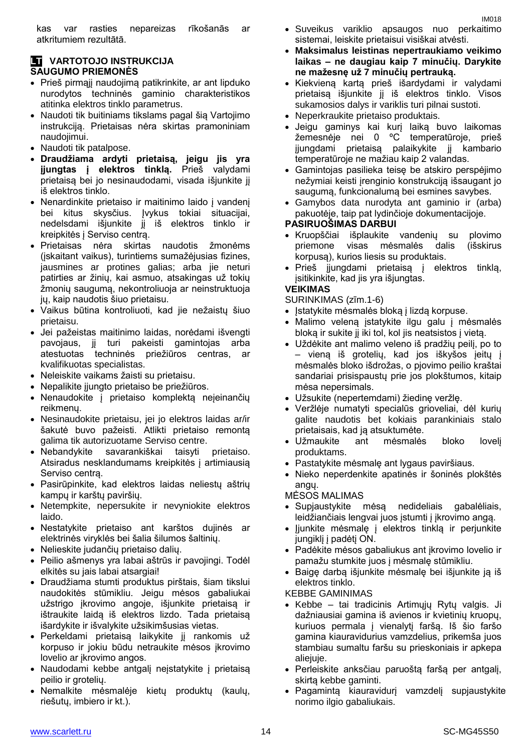kas var rasties nepareizas rīkošanās ar atkritumiem rezultātā.

## LT VARTOTOJO INSTRUKCIJA

### SAUGUMO PRIEMONĖS

- Prieš pirmąjį naudojimą patikrinkite, ar ant lipduko nurodytos techninės gaminio charakteristikos atitinka elektros tinklo parametrus.
- Naudoti tik buitiniams tikslams pagal šią Vartojimo instrukciją. Prietaisas nėra skirtas pramoniniam naudojimui.
- Naudoti tik patalpose.
- **Draudžiama ardyti prietaisą, jeigu jis yra įjungtas į elektros tinklą.** Prieš valydami prietaisą bei jo nesinaudodami, visada išjunkite jį iš elektros tinklo.
- Nenardinkite prietaiso ir maitinimo laido į vandenį bei kitus skysčius. Įvykus tokiai situacijai, nedelsdami išjunkite jį iš elektros tinklo ir kreipkitės į Serviso centrą.
- Prietaisas nėra skirtas naudotis žmonėms (įskaitant vaikus), turintiems sumažėjusias fizines, jausmines ar protines galias; arba jie neturi patirties ar žinių, kai asmuo, atsakingas už tokių žmonių saugumą, nekontroliuoja ar neinstruktuoja jų, kaip naudotis šiuo prietaisu.
- Vaikus būtina kontroliuoti, kad jie nežaistų šiuo prietaisu.
- Jei pažeistas maitinimo laidas, norėdami išvengti pavojaus, jį turi pakeisti gamintojas arba atestuotas techninės priežiūros centras, ar kvalifikuotas specialistas.
- Neleiskite vaikams žaisti su prietaisu.
- Nepalikite įjungto prietaiso be priežiūros.
- Nenaudokite į prietaiso komplektą neįeinančių reikmenų.
- Nesinaudokite prietaisu, jei jo elektros laidas ar/ir šakutė buvo pažeisti. Atlikti prietaiso remontą galima tik autorizuotame Serviso centre.
- Nebandykite savarankiškai taisyti prietaiso. Atsiradus nesklandumams kreipkitės į artimiausią Serviso centrą.
- Pasirūpinkite, kad elektros laidas neliestų aštrių kampų ir karštų paviršių.
- Netempkite, nepersukite ir nevyniokite elektros laido.
- Nestatykite prietaiso ant karštos dujinės ar elektrinės viryklės bei šalia šilumos šaltinių.
- Nelieskite judančių prietaiso dalių.
- Peilio ašmenys yra labai aštrūs ir pavojingi. Todėl elkitės su jais labai atsargiai!
- Draudžiama stumti produktus pirštais, šiam tikslui naudokitės stūmikliu. Jeigu mėsos gabaliukai užstrigo įkrovimo angoje, išjunkite prietaisą ir ištraukite laidą iš elektros lizdo. Tada prietaisą išardykite ir išvalykite užsikimšusias vietas.
- Perkeldami prietaisą laikykite jį rankomis už korpuso ir jokiu būdu neatraukite mėsos įkrovimo lovelio ar įkrovimo angos.
- Naudodami kebbe antgalį neįstatykite į prietaisą peilio ir grotelių.
- Nemalkite mėsmalėje kietų produktų (kaulų, riešutų, imbiero ir kt.).
- Suveikus variklio apsaugos nuo perkaitimo sistemai, leiskite prietaisui visiškai atvėsti.
- **Maksimalus leistinas nepertraukiamo veikimo laikas – ne daugiau kaip 7 minučių. Darykite ne mažesnę už 7 minučių pertrauką.**
- Kiekvieną kartą prieš išardydami ir valydami prietaisą išjunkite jį iš elektros tinklo. Visos sukamosios dalys ir variklis turi pilnai sustoti.
- Neperkraukite prietaiso produktais.
- Jeigu gaminys kai kurį laiką buvo laikomas žemesnėje nei 0 ºC temperatūroje, prieš įjungdami prietaisą palaikykite jį kambario temperatūroje ne mažiau kaip 2 valandas.
- Gamintojas pasilieka teisę be atskiro perspėjimo nežymiai keisti įrenginio konstrukciją išsaugant jo saugumą, funkcionalumą bei esmines savybes.
- Gamybos data nurodyta ant gaminio ir (arba) pakuotėje, taip pat lydinčioje dokumentacijoje.

### PASIRUOŠIMAS DARBUI

- Kruopščiai išplaukite vandeniu su plovimo priemone visas mėsmalės dalis (išskirus korpusą), kurios liesis su produktais.
- Prieš įjungdami prietaisą į elektros tinklą, įsitikinkite, kad jis yra išjungtas.

### VEIKIMAS

SURINKIMAS (zīm.1-6)

- Įstatykite mėsmalės bloką į lizdą korpuse.
- Malimo veleną įstatykite ilgu galu į mėsmalės bloką ir sukite jį iki tol, kol jis neatsistos į vietą.
- Uždėkite ant malimo veleno iš pradžių peilį, po to – vieną iš grotelių, kad jos iškyšos įeitų į mėsmalės bloko išdrožas, o pjovimo peilio kraštai sandariai prisispaustų prie jos plokštumos, kitaip mėsa nepersimals.
- Užsukite (nepertemdami) žiedinę veržlę.
- Veržlėje numatyti specialūs grioveliai, dėl kurių galite naudotis bet kokiais parankiniais stalo prietaisais, kad ją atsuktumėte.
- Užmaukite ant mėsmalės bloko lovelį produktams.
- Pastatykite mėsmalę ant lygaus paviršiaus.
- Nieko neperdenkite apatinės ir šoninės plokštės angų.

MĖSOS MALIMAS

- Supjaustykite mėsą nedideliais gabalėliais, leidžiančiais lengvai juos įstumti į įkrovimo angą.
- Įjunkite mėsmalę į elektros tinklą ir perjunkite jungiklį į padėtį ON.
- Padėkite mėsos gabaliukus ant įkrovimo lovelio ir pamažu stumkite juos į mėsmalę stūmikliu.
- Baigę darbą išjunkite mėsmalę bei išjunkite ją iš elektros tinklo.

KEBBE GAMINIMAS

- Kebbe – tai tradicinis Artimųjų Rytų valgis. Ji dažniausiai gamina iš avienos ir kvietinių kruopų, kuriuos permala į vienalytį faršą. Iš šio faršo gamina kiauravidurius vamzdelius, prikemša juos stambiau sumaltu faršu su prieskoniais ir apkepa aliejuje.
- Perleiskite anksčiau paruoštą faršą per antgalį, skirtą kebbe gaminti.
- Pagamintą kiauravidurį vamzdelį supjaustykite norimo ilgio gabaliukais.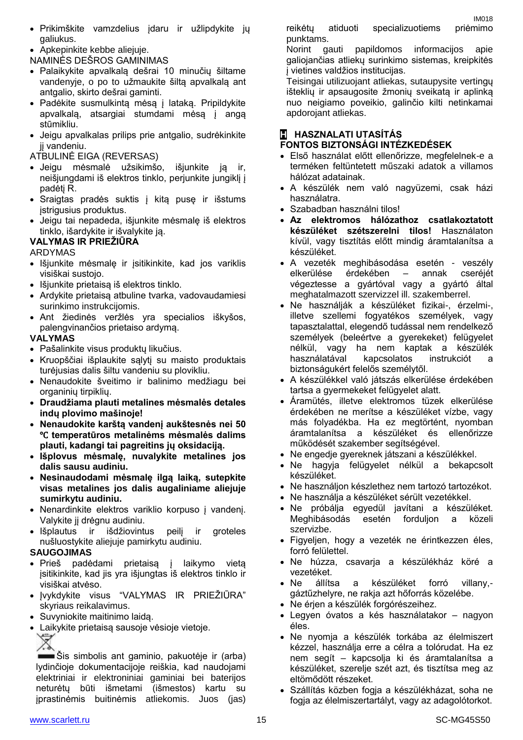- Prikimškite vamzdelius įdaru ir užlipdykite jų galiukus.
- Apkepinkite kebbe aliejuje.

NAMINĖS DEŠROS GAMINIMAS

- Palaikykite apvalkalą dešrai 10 minučių šiltame vandenyje, o po to užmaukite šiltą apvalkalą ant antgalio, skirto dešrai gaminti.
- Padėkite susmulkintą mėsą į lataką. Pripildykite apvalkalą, atsargiai stumdami mėsą į angą stūmikliu.
- Jeigu apvalkalas prilips prie antgalio, sudrėkinkite jį vandeniu.

ATBULINĖ EIGA (REVERSAS)

- Jeigu mėsmalė užsikimšo, išjunkite ją ir, neišjungdami iš elektros tinklo, perjunkite jungiklį į padėtį R.
- Sraigtas pradės suktis į kitą pusę ir išstums įstrigusius produktus.
- Jeigu tai nepadeda, išjunkite mėsmalę iš elektros tinklo, išardykite ir išvalykite ją.

**VALYMAS IR PRIEŽIŪRA**

ARDYMAS

- Išjunkite mėsmalę ir įsitikinkite, kad jos variklis visiškai sustojo.
- Išjunkite prietaisą iš elektros tinklo.
- Ardykite prietaisą atbuline tvarka, vadovaudamiesi surinkimo instrukcijomis.
- Ant žiedinės veržlės yra specialios iškyšos, palengvinančios prietaiso ardymą.

**VALYMAS**

- Pašalinkite visus produktų likučius.
- Kruopščiai išplaukite sąlytį su maisto produktais turėjusias dalis šiltu vandeniu su plovikliu.
- Nenaudokite šveitimo ir balinimo medžiagu bei organinių tirpiklių.
- **Draudžiama plauti metalines mėsmalės detales indų plovimo mašinoje!**
- **Nenaudokite karštą vandenį aukštesnės nei 50 ℃ temperatūros metalinėms mėsmalės dalims plauti, kadangi tai pagreitins jų oksidaciją.**
- **Išplovus mėsmalę, nuvalykite metalines jos dalis sausu audiniu.**
- **Nesinaudodami mėsmalę ilgą laiką, sutepkite visas metalines jos dalis augaliniame aliejuje sumirkytu audiniu.**
- Nenardinkite elektros variklio korpuso į vandenį. Valykite jį drėgnu audiniu.
- Išplautus ir išdžiovintus peilį ir groteles nušluostykite aliejuje pamirkytu audiniu.

**SAUGOJIMAS**

- Prieš padėdami prietaisą į laikymo vietą įsitikinkite, kad jis yra išjungtas iš elektros tinklo ir visiškai atvėso.
- Įvykdykite visus "VALYMAS IR PRIEŽIŪRA" skyriaus reikalavimus.
- Suvyniokite maitinimo laidą.
- Laikykite prietaisą sausoje vėsioje vietoje.

Šis simbolis ant gaminio, pakuotėje ir (arba) lydinčioje dokumentacijoje reiškia, kad naudojami elektriniai ir elektroniniai gaminiai bei baterijos neturėtų būti išmetami (išmestos) kartu su įprastinėmis buitinėmis atliekomis. Juos (jas) reikėtų atiduoti specializuotiems priėmimo punktams.

Norint gauti papildomos informacijos apie galiojančias atliekų surinkimo sistemas, kreipkitės į vietines valdžios institucijas.

Teisingai utilizuojant atliekas, sutaupysite vertingų išteklių ir apsaugosite žmonių sveikatą ir aplinką nuo neigiamo poveikio, galinčio kilti netinkamai apdorojant atliekas.

## H HASZNALATI UTASÍTÁS

**FONTOS BIZTONSÁGI INTÉZKEDÉSEK**

- Első használat előtt ellenőrizze, megfelelnek-e a terméken feltüntetett műszaki adatok a villamos hálózat adatainak.
- A készülék nem való nagyüzemi, csak házi használatra.
- Szabadban használni tilos!
- **Az elektromos hálózathoz csatlakoztatott készüléket szétszerelni tilos!** Használaton kívül, vagy tisztítás előtt mindig áramtalanítsa a készüléket.
- A vezeték meghibásodása esetén - veszély elkerülése érdekében – annak cseréjét végeztesse a gyártóval vagy a gyártó által meghatalmazott szervizzel ill. szakemberrel.
- Ne használják a készüléket fizikai-, érzelmi-, illetve szellemi fogyatékos személyek, vagy tapasztalattal, elegendő tudással nem rendelkező személyek (beleértve a gyerekeket) felügyelet nélkül, vagy ha nem kaptak a készülék használatával kapcsolatos instrukciót a biztonságukért felelős személytől.
- A készülékkel való játszás elkerülése érdekében tartsa a gyermekeket felügyelet alatt.
- Áramütés, illetve elektromos tüzek elkerülése érdekében ne merítse a készüléket vízbe, vagy más folyadékba. Ha ez megtörtént, nyomban áramtalanítsa a készüléket és ellenőrizze működését szakember segítségével.
- Ne engedje gyereknek játszani a készülékkel.
- Ne hagyja felügyelet nélkül a bekapcsolt készüléket.
- Ne használjon készlethez nem tartozó tartozékot.
- Ne használja a készüléket sérült vezetékkel.
- Ne próbálja egyedül javítani a készüléket. Meghibásodás esetén forduljon a közeli szervizbe.
- Figyeljen, hogy a vezeték ne érintkezzen éles, forró felülettel.
- Ne húzza, csavarja a készülékház köré a vezetéket.
- Ne állítsa a készüléket forró villany,- gáztűzhelyre, ne rakja azt hőforrás közelébe.
- Ne érjen a készülék forgórészeihez.
- Legyen óvatos a kés használatakor – nagyon éles.
- Ne nyomja a készülék torkába az élelmiszert kézzel, használja erre a célra a tolórudat. Ha ez nem segít – kapcsolja ki és áramtalanítsa a készüléket, szerelje szét azt, és tisztítsa meg az eltömődött részeket.
- Szállítás közben fogja a készülékházat, soha ne fogja az élelmiszertartályt, vagy az adagolótorkot.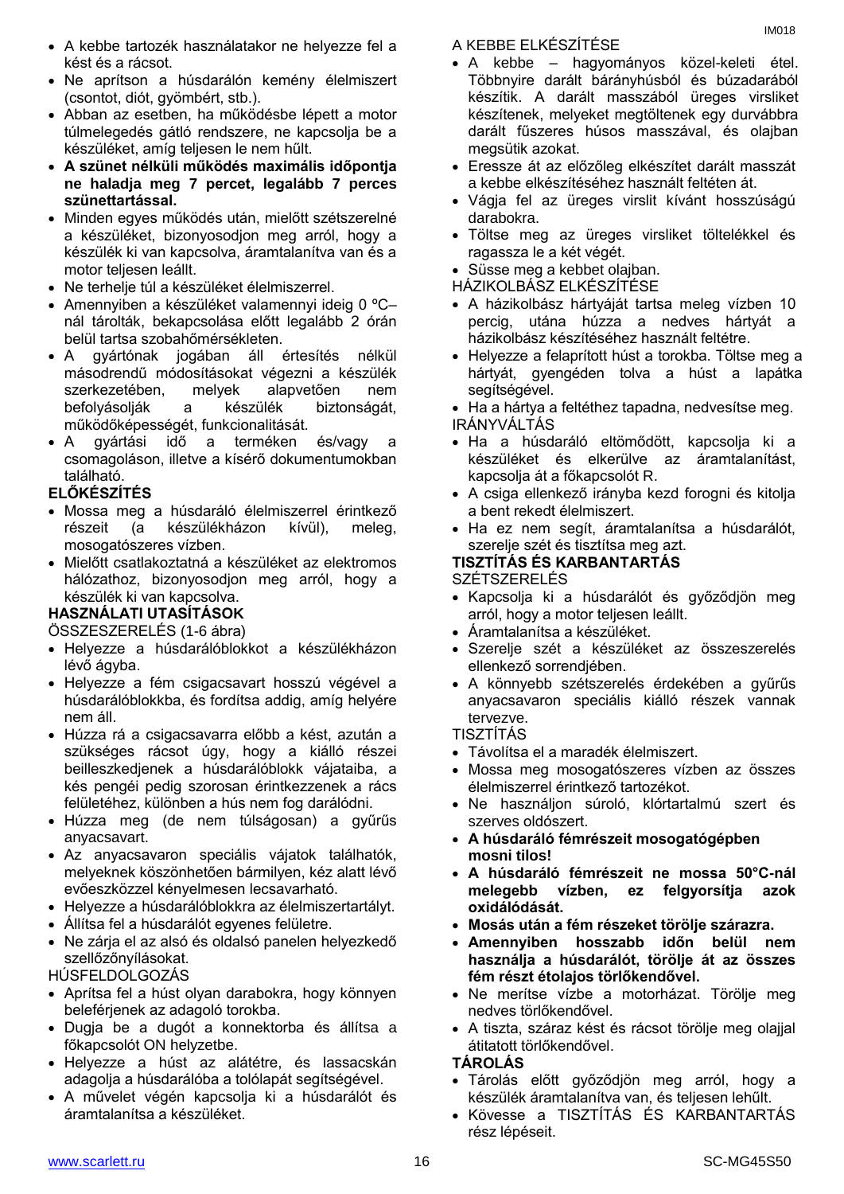- A kebbe tartozék használatakor ne helyezze fel a kést és a rácsot.
- Ne aprítson a húsdarálón kemény élelmiszert (csontot, diót, gyömbért, stb.).
- Abban az esetben, ha működésbe lépett a motor túlmelegedés gátló rendszere, ne kapcsolja be a készüléket, amíg teljesen le nem hűlt.
- **A szünet nélküli működés maximális időpontja ne haladja meg 7 percet, legalább 7 perces szünettartással.**
- Minden egyes működés után, mielőtt szétszerelné a készüléket, bizonyosodjon meg arról, hogy a készülék ki van kapcsolva, áramtalanítva van és a motor teljesen leállt.
- Ne terhelje túl a készüléket élelmiszerrel.
- Amennyiben a készüléket valamennyi ideig 0 ºC–nál tárolták, bekapcsolása előtt legalább 2 órán belül tartsa szobahőmérsékleten.
- A gyártónak jogában áll értesítés nélkül másodrendű módosításokat végezni a készülék szerkezetében, melyek alapvetően nem befolyásolják a készülék biztonságát, működőképességét, funkcionalitását.
- A gyártási idő a terméken és/vagy a csomagoláson, illetve a kísérő dokumentumokban található.

**ELŐKÉSZÍTÉS**

- Mossa meg a húsdaráló élelmiszerrel érintkező részeit (a készülékházon kívül), meleg, mosogatószeres vízben.
- Mielőtt csatlakoztatná a készüléket az elektromos hálózathoz, bizonyosodjon meg arról, hogy a készülék ki van kapcsolva.

**HASZNÁLATI UTASÍTÁSOK**

ÖSSZESZERELÉS (1-6 ábra)

- Helyezze a húsdarálóblokkot a készülékházon lévő ágyba.
- Helyezze a fém csigacsavart hosszú végével a húsdarálóblokkba, és fordítsa addig, amíg helyére nem áll.
- Húzza rá a csigacsavarra előbb a kést, azután a szükséges rácsot úgy, hogy a kiálló részei beilleszkedjenek a húsdarálóblokk vájataiba, a kés pengéi pedig szorosan érintkezzenek a rács felületéhez, különben a hús nem fog darálódni.
- Húzza meg (de nem túlságosan) a gyűrűs anyacsavart.
- Az anyacsavaron speciális vájatok találhatók, melyeknek köszönhetően bármilyen, kéz alatt lévő evőeszközzel kényelmesen lecsavarható.
- Helyezze a húsdarálóblokkra az élelmiszertartályt.
- Állítsa fel a húsdarálót egyenes felületre.
- Ne zárja el az alsó és oldalsó panelen helyezkedő szellőzőnyílásokat.

HÚSFELDOLGOZÁS

- Aprítsa fel a húst olyan darabokra, hogy könnyen beleférjenek az adagoló torokba.
- Dugja be a dugót a konnektorba és állítsa a főkapcsolót ON helyzetbe.
- Helyezze a húst az alátétre, és lassacskán adagolja a húsdarálóba a tolólapát segítségével.
- A művelet végén kapcsolja ki a húsdarálót és áramtalanítsa a készüléket.

A KEBBE ELKÉSZÍTÉSE

- A kebbe – hagyományos közel-keleti étel. Többnyire darált bárányhúsból és búzadarából készítik. A darált masszából üreges virsliket készítenek, melyeket megtöltenek egy durvábbra darált fűszeres húsos masszával, és olajban megsütik azokat.
- Eressze át az előzőleg elkészítet darált masszát a kebbe elkészítéséhez használt feltéten át.
- Vágja fel az üreges virslit kívánt hosszúságú darabokra.
- Töltse meg az üreges virsliket töltelékkel és ragassza le a két végét.
- Süsse meg a kebbet olajban.

HÁZIKOLBÁSZ ELKÉSZÍTÉSE

- A házikolbász hártyáját tartsa meleg vízben 10 percig, utána húzza a nedves hártyát a házikolbász készítéséhez használt feltétre.
- Helyezze a felaprított húst a torokba. Töltse meg a hártyát, gyengéden tolva a húst a lapátka segítségével.
- Ha a hártya a feltéthez tapadna, nedvesítse meg.

IRÁNYVÁLTÁS

- Ha a húsdaráló eltömődött, kapcsolja ki a készüléket és elkerülve az áramtalanítást, kapcsolja át a főkapcsolót R.
- A csiga ellenkező irányba kezd forogni és kitolja a bent rekedt élelmiszert.
- Ha ez nem segít, áramtalanítsa a húsdarálót, szerelje szét és tisztítsa meg azt.

**TISZTÍTÁS ÉS KARBANTARTÁS**

SZÉTSZERELÉS

- Kapcsolja ki a húsdarálót és győződjön meg arról, hogy a motor teljesen leállt.
- Áramtalanítsa a készüléket.
- Szerelje szét a készüléket az összeszerelés ellenkező sorrendjében.
- A könnyebb szétszerelés érdekében a gyűrűs anyacsavaron speciális kiálló részek vannak tervezve.

TISZTÍTÁS

- Távolítsa el a maradék élelmiszert.
- Mossa meg mosogatószeres vízben az összes élelmiszerrel érintkező tartozékot.
- Ne használjon súroló, klórtartalmú szert és szerves oldószert.
- **A húsdaráló fémrészeit mosogatógépben mosni tilos!**
- **A húsdaráló fémrészeit ne mossa 50°C-nál melegebb vízben, ez felgyorsítja azok oxidálódását.**
- **Mosás után a fém részeket törölje szárazra.**
- **Amennyiben hosszabb időn belül nem használja a húsdarálót, törölje át az összes fém részt étolajos törlőkendővel.**
- Ne merítse vízbe a motorházat. Törölje meg nedves törlőkendővel.
- A tiszta, száraz kést és rácsot törölje meg olajjal átitatott törlőkendővel.

**TÁROLÁS**

- Tárolás előtt győződjön meg arról, hogy a készülék áramtalanítva van, és teljesen lehűlt.
- Kövesse a TISZTÍTÁS ÉS KARBANTARTÁS rész lépéseit.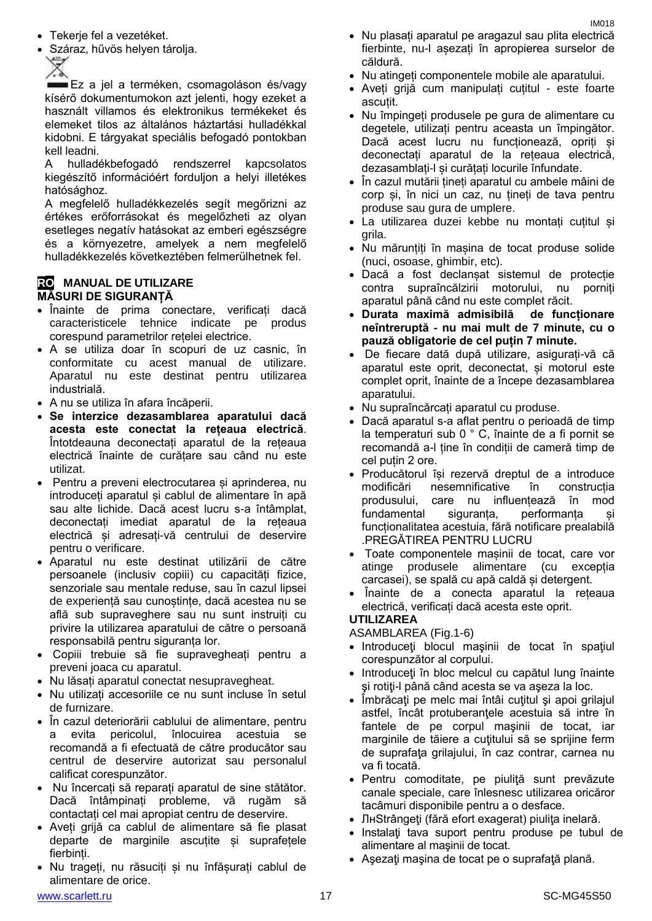- Tekerje fel a vezetéket.
- Száraz, hűvös helyen tárolja.

Ez a jel a terméken, csomagoláson és/vagy kísérő dokumentumokon azt jelenti, hogy ezeket a használt villamos és elektronikus termékeket és elemeket tilos az általános háztartási hulladékkal kidobni. E tárgyakat speciális befogadó pontokban kell leadni.

A hulladékbefogadó rendszerrel kapcsolatos kiegészítő információért forduljon a helyi illetékes hatósághoz.

A megfelelő hulladékkezelés segít megőrizni az értékes erőforrásokat és megelőzheti az olyan esetleges negatív hatásokat az emberi egészségre és a környezetre, amelyek a nem megfelelő hulladékkezelés következtében felmerülhetnek fel.

## RO MANUAL DE UTILIZARE

### MĂSURI DE SIGURANȚĂ

- Înainte de prima conectare, verificați dacă caracteristicele tehnice indicate pe produs corespund parametrilor rețelei electrice.
- A se utiliza doar în scopuri de uz casnic, în conformitate cu acest manual de utilizare. Aparatul nu este destinat pentru utilizarea industrială.
- A nu se utiliza în afara încăperii.
- **Se interzice dezasamblarea aparatului dacă acesta este conectat la rețeaua electrică**. Întotdeauna deconectați aparatul de la rețeaua electrică înainte de curățare sau când nu este utilizat.
- Pentru a preveni electrocutarea și aprinderea, nu introduceți aparatul și cablul de alimentare în apă sau alte lichide. Dacă acest lucru s-a întâmplat, deconectați imediat aparatul de la rețeaua electrică și adresați-vă centrului de deservire pentru o verificare.
- Aparatul nu este destinat utilizării de către persoanele (inclusiv copiii) cu capacități fizice, senzoriale sau mentale reduse, sau în cazul lipsei de experiență sau cunoștințe, dacă acestea nu se află sub supraveghere sau nu sunt instruiți cu privire la utilizarea aparatului de către o persoană responsabilă pentru siguranța lor.
- Copiii trebuie să fie supravegheați pentru a preveni joaca cu aparatul.
- Nu lăsați aparatul conectat nesupravegheat.
- Nu utilizați accesoriile ce nu sunt incluse în setul de furnizare.
- În cazul deteriorării cablului de alimentare, pentru a evita pericolul, înlocuirea acestuia se recomandă a fi efectuată de către producător sau centrul de deservire autorizat sau personalul calificat corespunzător.
- Nu încercați să reparați aparatul de sine stătător. Dacă întâmpinați probleme, vă rugăm să contactați cel mai apropiat centru de deservire.
- Aveți grijă ca cablul de alimentare să fie plasat departe de marginile ascuțite și suprafețele fierbinți.
- Nu trageți, nu răsuciți și nu înfășurați cablul de alimentare de orice.
- Nu plasați aparatul pe aragazul sau plita electrică fierbinte, nu-l așezați în apropierea surselor de căldură.
- Nu atingeți componentele mobile ale aparatului.
- Aveți grijă cum manipulați cuțitul - este foarte ascuțit.
- Nu împingeți produsele pe gura de alimentare cu degetele, utilizați pentru aceasta un împingător. Dacă acest lucru nu funcționează, opriți și deconectați aparatul de la rețeaua electrică, dezasamblați-l și curățați locurile înfundate.
- În cazul mutării țineți aparatul cu ambele mâini de corp și, în nici un caz, nu țineți de tava pentru produse sau gura de umplere.
- La utilizarea duzei kebbe nu montați cuțitul și grila.
- Nu mărunțiți în mașina de tocat produse solide (nuci, osoase, ghimbir, etc).
- Dacă a fost declanșat sistemul de protecție contra supraîncălzirii motorului, nu porniți aparatul până când nu este complet răcit.
- **Durata maximă admisibilă de funcționare neîntreruptă - nu mai mult de 7 minute, cu o pauză obligatorie de cel puțin 7 minute.**
- De fiecare dată după utilizare, asigurați-vă că aparatul este oprit, deconectat, și motorul este complet oprit, înainte de a începe dezasamblarea aparatului.
- Nu supraîncărcați aparatul cu produse.
- Dacă aparatul s-a aflat pentru o perioadă de timp la temperaturi sub 0 ° C, înainte de a fi pornit se recomandă a-l ține în condiții de cameră timp de cel puțin 2 ore.
- Producătorul își rezervă dreptul de a introduce modificări nesemnificative în construcția produsului, care nu influențează în mod fundamental siguranța, performanța și funcționalitatea acestuia, fără notificare prealabilă .PREGĂTIREA PENTRU LUCRU
- Toate componentele mașinii de tocat, care vor atinge produsele alimentare (cu excepția carcasei), se spală cu apă caldă și detergent.
- Înainte de a conecta aparatul la rețeaua electrică, verificați dacă acesta este oprit.

### UTILIZAREA

ASAMBLAREA (Fig.1-6)

- Introduceţi blocul maşinii de tocat în spaţiul corespunzător al corpului.
- Introduceţi în bloc melcul cu capătul lung înainte şi rotiţi-l până când acesta se va aşeza la loc.
- Îmbrăcaţi pe melc mai întâi cuţitul şi apoi grilajul astfel, încât protuberanţele acestuia să intre în fantele de pe corpul maşinii de tocat, iar marginile de tăiere a cuţitului să se sprijine ferm de suprafaţa grilajului, în caz contrar, carnea nu va fi tocată.
- Pentru comoditate, pe piuliţă sunt prevăzute canale speciale, care înlesnesc utilizarea oricăror tacâmuri disponibile pentru a o desface.
- ЛнStrângeţi (fără efort exagerat) piuliţa inelară.
- Instalaţi tava suport pentru produse pe tubul de alimentare al maşinii de tocat.
- Aşezaţi maşina de tocat pe o suprafaţă plană.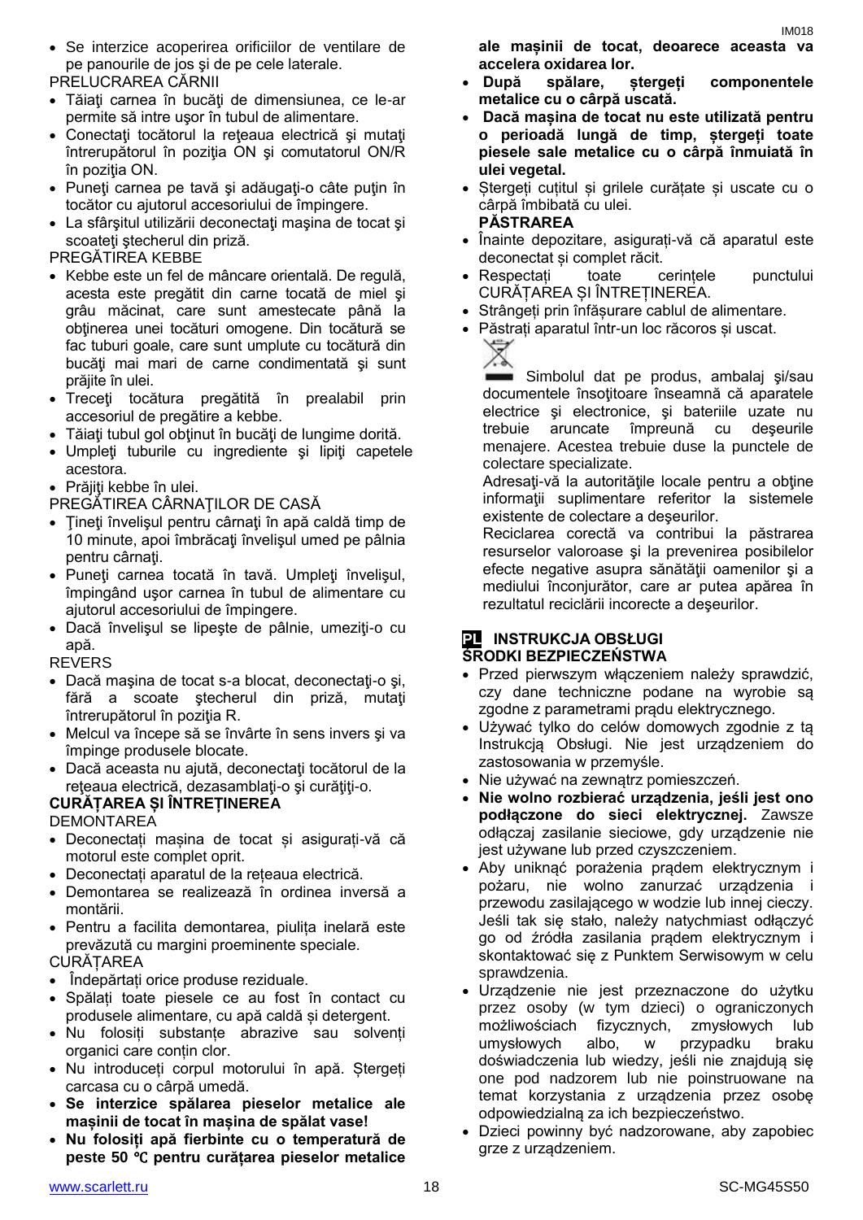- Se interzice acoperirea orificiilor de ventilare de pe panourile de jos şi de pe cele laterale.

PRELUCRAREA CĂRNII

- Tăiaţi carnea în bucăţi de dimensiunea, ce le-ar permite să intre uşor în tubul de alimentare.
- Conectaţi tocătorul la reţeaua electrică şi mutaţi întrerupătorul în poziţia ON şi comutatorul ON/R în poziţia ON.
- Puneţi carnea pe tavă şi adăugaţi-o câte puţin în tocător cu ajutorul accesoriului de împingere.
- La sfârşitul utilizării deconectaţi maşina de tocat şi scoateţi ştecherul din priză.

PREGĂTIREA KEBBE

- Kebbe este un fel de mâncare orientală. De regulă, acesta este pregătit din carne tocată de miel şi grâu măcinat, care sunt amestecate până la obţinerea unei tocături omogene. Din tocătură se fac tuburi goale, care sunt umplute cu tocătură din bucăţi mai mari de carne condimentată şi sunt prăjite în ulei.
- Treceţi tocătura pregătită în prealabil prin accesoriul de pregătire a kebbe.
- Tăiaţi tubul gol obţinut în bucăţi de lungime dorită.
- Umpleţi tuburile cu ingrediente şi lipiţi capetele acestora.
- Prăjiţi kebbe în ulei.

PREGĂTIREA CÂRNAŢILOR DE CASĂ

- Ţineţi învelişul pentru cârnaţi în apă caldă timp de 10 minute, apoi îmbrăcaţi învelişul umed pe pâlnia pentru cârnaţi.
- Puneţi carnea tocată în tavă. Umpleţi învelişul, împingând uşor carnea în tubul de alimentare cu ajutorul accesoriului de împingere.
- Dacă învelişul se lipeşte de pâlnie, umeziţi-o cu apă.

REVERS

- Dacă maşina de tocat s-a blocat, deconectaţi-o şi, fără a scoate ştecherul din priză, mutaţi întrerupătorul în poziţia R.
- Melcul va începe să se învârte în sens invers şi va împinge produsele blocate.
- Dacă aceasta nu ajută, deconectaţi tocătorul de la reţeaua electrică, dezasamblaţi-o şi curăţiţi-o.

**CURĂȚAREA ȘI ÎNTREȚINEREA**

DEMONTAREA

- Deconectați mașina de tocat și asigurați-vă că motorul este complet oprit.
- Deconectați aparatul de la rețeaua electrică.
- Demontarea se realizează în ordinea inversă a montării.
- Pentru a facilita demontarea, piulița inelară este prevăzută cu margini proeminente speciale.

CURĂȚAREA

- Îndepărtați orice produse reziduale.
- Spălați toate piesele ce au fost în contact cu produsele alimentare, cu apă caldă și detergent.
- Nu folosiți substanțe abrazive sau solvenți organici care conțin clor.
- Nu introduceți corpul motorului în apă. Ștergeți carcasa cu o cârpă umedă.
- **Se interzice spălarea pieselor metalice ale mașinii de tocat în mașina de spălat vase!**
- **Nu folosiți apă fierbinte cu o temperatură de peste 50 ℃ pentru curățarea pieselor metalice ale mașinii de tocat, deoarece aceasta va accelera oxidarea lor.**
- **După spălare, ștergeți componentele metalice cu o cârpă uscată.**
- **Dacă mașina de tocat nu este utilizată pentru o perioadă lungă de timp, ștergeți toate piesele sale metalice cu o cârpă înmuiată în ulei vegetal.**
- Ștergeți cuțitul și grilele curățate și uscate cu o cârpă îmbibată cu ulei.

**PĂSTRAREA**

- Înainte depozitare, asigurați-vă că aparatul este deconectat și complet răcit.
- Respectați toate cerințele punctului CURĂȚAREA ȘI ÎNTREȚINEREA.
- Strângeți prin înfășurare cablul de alimentare.
- Păstrați aparatul într-un loc răcoros și uscat.

Simbolul dat pe produs, ambalaj şi/sau documentele însoţitoare înseamnă că aparatele electrice şi electronice, şi bateriile uzate nu trebuie aruncate împreună cu deşeurile menajere. Acestea trebuie duse la punctele de colectare specializate.

Adresaţi-vă la autorităţile locale pentru a obţine informaţii suplimentare referitor la sistemele existente de colectare a deşeurilor.

Reciclarea corectă va contribui la păstrarea resurselor valoroase şi la prevenirea posibilelor efecte negative asupra sănătăţii oamenilor şi a mediului înconjurător, care ar putea apărea în rezultatul reciclării incorecte a deşeurilor.

## PL INSTRUKCJA OBSŁUGI

**ŚRODKI BEZPIECZEŃSTWA**

- Przed pierwszym włączeniem należy sprawdzić, czy dane techniczne podane na wyrobie są zgodne z parametrami prądu elektrycznego.
- Używać tylko do celów domowych zgodnie z tą Instrukcją Obsługi. Nie jest urządzeniem do zastosowania w przemyśle.
- Nie używać na zewnątrz pomieszczeń.
- **Nie wolno rozbierać urządzenia, jeśli jest ono podłączone do sieci elektrycznej.** Zawsze odłączaj zasilanie sieciowe, gdy urządzenie nie jest używane lub przed czyszczeniem.
- Aby uniknąć porażenia prądem elektrycznym i pożaru, nie wolno zanurzać urządzenia i przewodu zasilającego w wodzie lub innej cieczy. Jeśli tak się stało, należy natychmiast odłączyć go od źródła zasilania prądem elektrycznym i skontaktować się z Punktem Serwisowym w celu sprawdzenia.
- Urządzenie nie jest przeznaczone do użytku przez osoby (w tym dzieci) o ograniczonych możliwościach fizycznych, zmysłowych lub umysłowych albo, w przypadku braku doświadczenia lub wiedzy, jeśli nie znajdują się one pod nadzorem lub nie poinstruowane na temat korzystania z urządzenia przez osobę odpowiedzialną za ich bezpieczeństwo.
- Dzieci powinny być nadzorowane, aby zapobiec grze z urządzeniem.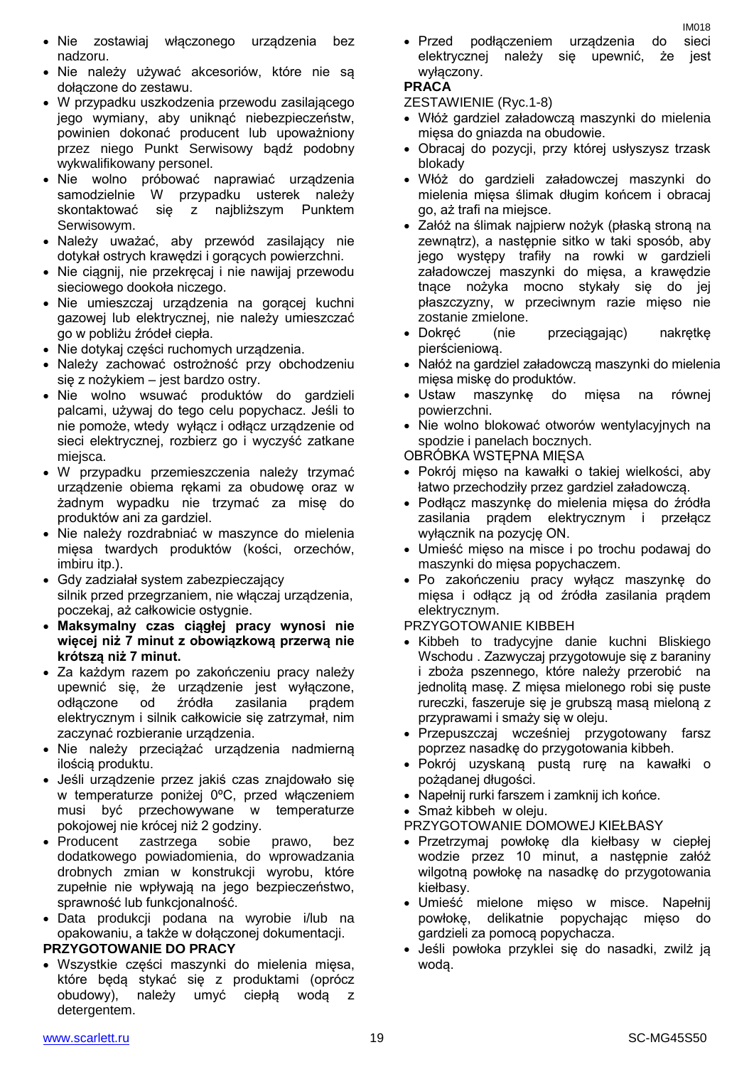- Nie zostawiaj włączonego urządzenia bez nadzoru.
- Nie należy używać akcesoriów, które nie są dołączone do zestawu.
- W przypadku uszkodzenia przewodu zasilającego jego wymiany, aby uniknąć niebezpieczeństw, powinien dokonać producent lub upoważniony przez niego Punkt Serwisowy bądź podobny wykwalifikowany personel.
- Nie wolno próbować naprawiać urządzenia samodzielnie W przypadku usterek należy skontaktować się z najbliższym Punktem Serwisowym.
- Należy uważać, aby przewód zasilający nie dotykał ostrych krawędzi i gorących powierzchni.
- Nie ciągnij, nie przekręcaj i nie nawijaj przewodu sieciowego dookoła niczego.
- Nie umieszczaj urządzenia na gorącej kuchni gazowej lub elektrycznej, nie należy umieszczać go w pobliżu źródeł ciepła.
- Nie dotykaj części ruchomych urządzenia.
- Należy zachować ostrożność przy obchodzeniu się z nożykiem – jest bardzo ostry.
- Nie wolno wsuwać produktów do gardzieli palcami, używaj do tego celu popychacz. Jeśli to nie pomoże, wtedy wyłącz i odłącz urządzenie od sieci elektrycznej, rozbierz go i wyczyść zatkane miejsca.
- W przypadku przemieszczenia należy trzymać urządzenie obiema rękami za obudowę oraz w żadnym wypadku nie trzymać za misę do produktów ani za gardziel.
- Nie należy rozdrabniać w maszynce do mielenia mięsa twardych produktów (kości, orzechów, imbiru itp.).
- Gdy zadziałał system zabezpieczający silnik przed przegrzaniem, nie włączaj urządzenia, poczekaj, aż całkowicie ostygnie.
- **Maksymalny czas ciągłej pracy wynosi nie więcej niż 7 minut z obowiązkową przerwą nie krótszą niż 7 minut.**
- Za każdym razem po zakończeniu pracy należy upewnić się, że urządzenie jest wyłączone, odłączone od źródła zasilania prądem elektrycznym i silnik całkowicie się zatrzymał, nim zaczynać rozbieranie urządzenia.
- Nie należy przeciążać urządzenia nadmierną ilością produktu.
- Jeśli urządzenie przez jakiś czas znajdowało się w temperaturze poniżej 0ºC, przed włączeniem musi być przechowywane w temperaturze pokojowej nie krócej niż 2 godziny.
- Producent zastrzega sobie prawo, bez dodatkowego powiadomienia, do wprowadzania drobnych zmian w konstrukcji wyrobu, które zupełnie nie wpływają na jego bezpieczeństwo, sprawność lub funkcjonalność.
- Data produkcji podana na wyrobie i/lub na opakowaniu, a także w dołączonej dokumentacji.

**PRZYGOTOWANIE DO PRACY**

- Wszystkie części maszynki do mielenia mięsa, które będą stykać się z produktami (oprócz obudowy), należy umyć ciepłą wodą z detergentem.
- Przed podłączeniem urządzenia do sieci elektrycznej należy się upewnić, że jest wyłączony.

**PRACA**

ZESTAWIENIE (Ryc.1-8)

- Włóż gardziel załadowczą maszynki do mielenia mięsa do gniazda na obudowie.
- Obracaj do pozycji, przy której usłyszysz trzask blokady
- Włóż do gardzieli załadowczej maszynki do mielenia mięsa ślimak długim końcem i obracaj go, aż trafi na miejsce.
- Załóż na ślimak najpierw nożyk (płaską stroną na zewnątrz), a następnie sitko w taki sposób, aby jego występy trafiły na rowki w gardzieli załadowczej maszynki do mięsa, a krawędzie tnące nożyka mocno stykały się do jej płaszczyzny, w przeciwnym razie mięso nie zostanie zmielone.
- Dokręć (nie przeciągając) nakrętkę pierścieniową.
- Nałóż na gardziel załadowczą maszynki do mielenia mięsa miskę do produktów.
- Ustaw maszynkę do mięsa na równej powierzchni.
- Nie wolno blokować otworów wentylacyjnych na spodzie i panelach bocznych.

OBRÓBKA WSTĘPNA MIĘSA

- Pokrój mięso na kawałki o takiej wielkości, aby łatwo przechodziły przez gardziel załadowczą.
- Podłącz maszynkę do mielenia mięsa do źródła zasilania prądem elektrycznym i przełącz wyłącznik na pozycję ON.
- Umieść mięso na misce i po trochu podawaj do maszynki do mięsa popychaczem.
- Po zakończeniu pracy wyłącz maszynkę do mięsa i odłącz ją od źródła zasilania prądem elektrycznym.

PRZYGOTOWANIE KIBBEH

- Kibbeh to tradycyjne danie kuchni Bliskiego Wschodu . Zazwyczaj przygotowuje się z baraniny i zboża pszennego, które należy przerobić na jednolitą masę. Z mięsa mielonego robi się puste rureczki, faszeruje się je grubszą masą mieloną z przyprawami i smaży się w oleju.
- Przepuszczaj wcześniej przygotowany farsz poprzez nasadkę do przygotowania kibbeh.
- Pokrój uzyskaną pustą rurę na kawałki o pożądanej długości.
- Napełnij rurki farszem i zamknij ich końce.
- Smaż kibbeh w oleju.

PRZYGOTOWANIE DOMOWEJ KIEŁBASY

- Przetrzymaj powłokę dla kiełbasy w ciepłej wodzie przez 10 minut, a następnie załóż wilgotną powłokę na nasadkę do przygotowania kiełbasy.
- Umieść mielone mięso w misce. Napełnij powłokę, delikatnie popychając mięso do gardzieli za pomocą popychacza.
- Jeśli powłoka przyklei się do nasadki, zwilż ją wodą.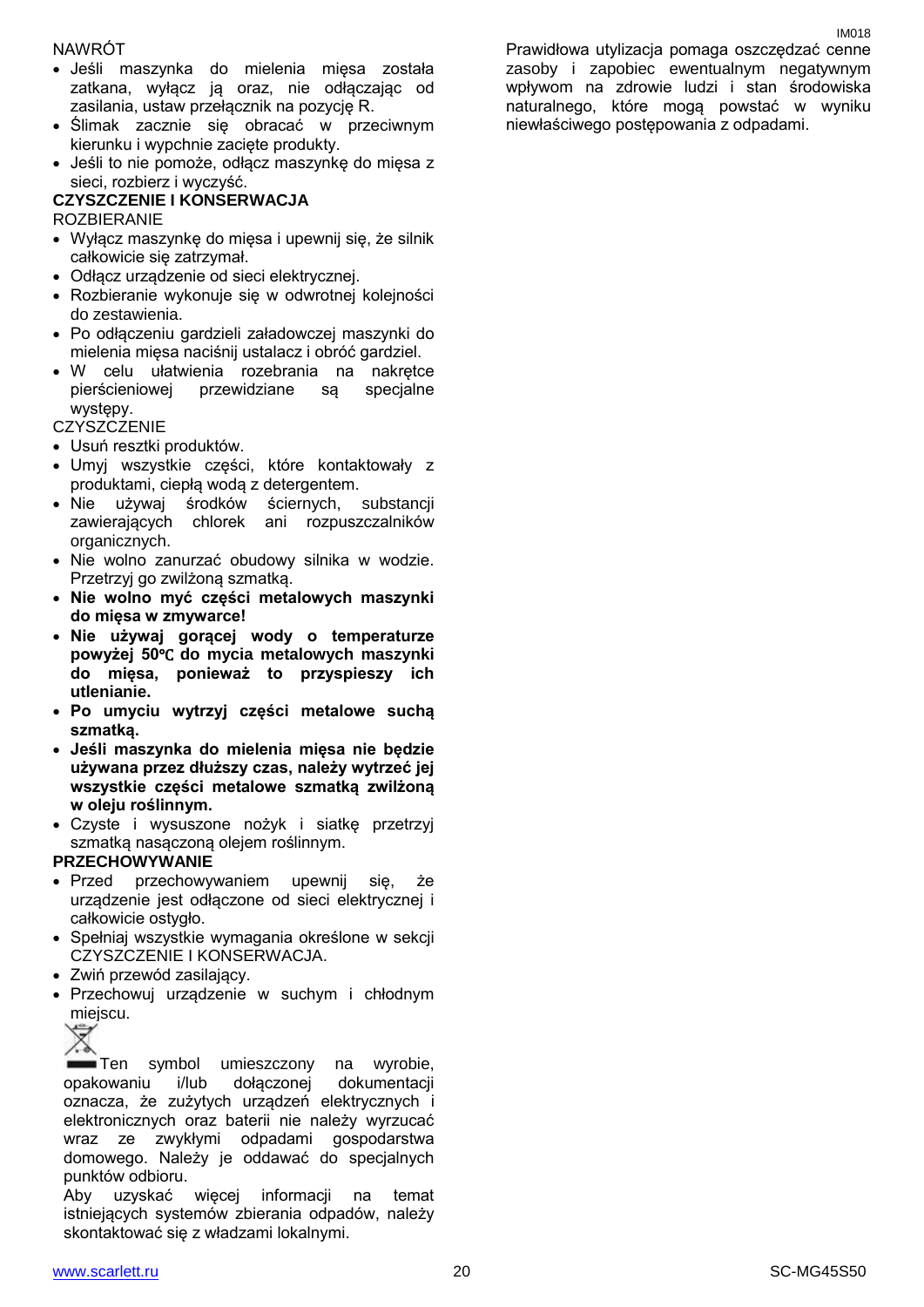NAWRÓT

- Jeśli maszynka do mielenia mięsa została zatkana, wyłącz ją oraz, nie odłączając od zasilania, ustaw przełącznik na pozycję R.
- Ślimak zacznie się obracać w przeciwnym kierunku i wypchnie zacięte produkty.
- Jeśli to nie pomoże, odłącz maszynkę do mięsa z sieci, rozbierz i wyczyść.

**CZYSZCZENIE I KONSERWACJA**

ROZBIERANIE

- Wyłącz maszynkę do mięsa i upewnij się, że silnik całkowicie się zatrzymał.
- Odłącz urządzenie od sieci elektrycznej.
- Rozbieranie wykonuje się w odwrotnej kolejności do zestawienia.
- Po odłączeniu gardzieli załadowczej maszynki do mielenia mięsa naciśnij ustalacz i obróć gardziel.
- W celu ułatwienia rozebrania na nakrętce pierścieniowej przewidziane są specjalne występy.

CZYSZCZENIE

- Usuń resztki produktów.
- Umyj wszystkie części, które kontaktowały z produktami, ciepłą wodą z detergentem.
- Nie używaj środków ściernych, substancji zawierających chlorek ani rozpuszczalników organicznych.
- Nie wolno zanurzać obudowy silnika w wodzie. Przetrzyj go zwilżoną szmatką.
- **Nie wolno myć części metalowych maszynki do mięsa w zmywarce!**
- **Nie używaj gorącej wody o temperaturze powyżej 50℃ do mycia metalowych maszynki do mięsa, ponieważ to przyspieszy ich utlenianie.**
- **Po umyciu wytrzyj części metalowe suchą szmatką.**
- **Jeśli maszynka do mielenia mięsa nie będzie używana przez dłuższy czas, należy wytrzeć jej wszystkie części metalowe szmatką zwilżoną w oleju roślinnym.**
- Czyste i wysuszone nożyk i siatkę przetrzyj szmatką nasączoną olejem roślinnym.

**PRZECHOWYWANIE**

- Przed przechowywaniem upewnij się, że urządzenie jest odłączone od sieci elektrycznej i całkowicie ostygło.
- Spełniaj wszystkie wymagania określone w sekcji CZYSZCZENIE I KONSERWACJA.
- Zwiń przewód zasilający.
- Przechowuj urządzenie w suchym i chłodnym miejscu.

Ten symbol umieszczony na wyrobie, opakowaniu i/lub dołączonej dokumentacji oznacza, że zużytych urządzeń elektrycznych i elektronicznych oraz baterii nie należy wyrzucać wraz ze zwykłymi odpadami gospodarstwa domowego. Należy je oddawać do specjalnych punktów odbioru.

Aby uzyskać więcej informacji na temat istniejących systemów zbierania odpadów, należy skontaktować się z władzami lokalnymi.

Prawidłowa utylizacja pomaga oszczędzać cenne zasoby i zapobiec ewentualnym negatywnym wpływom na zdrowie ludzi i stan środowiska naturalnego, które mogą powstać w wyniku niewłaściwego postępowania z odpadami.